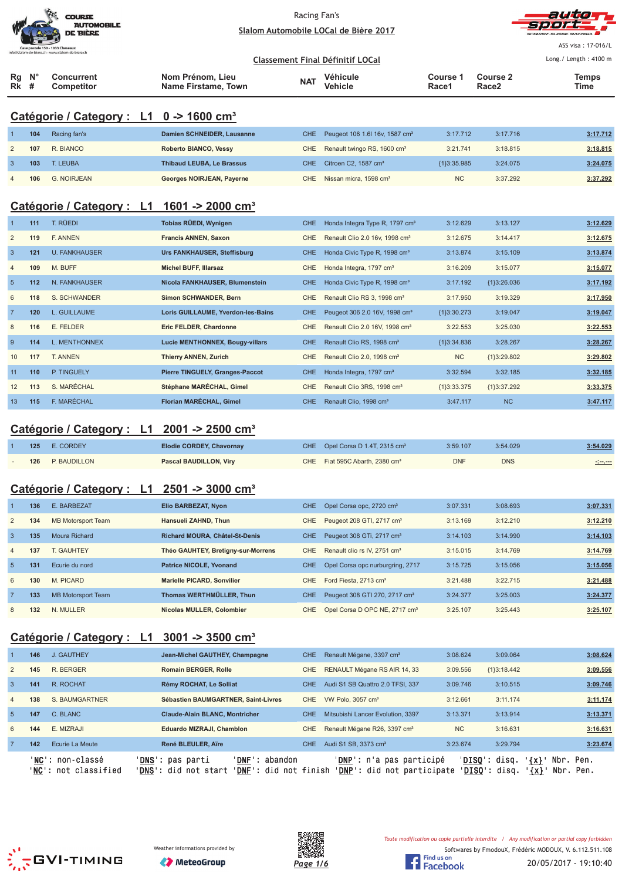COURSE AUTOMOBILE DE BIÈRE

Racing Fan's

Slalom Automobile LOCal de Bière 2017

ASS visa : 17-016/L

Classement Final Définitif LOCal

Long./ Length : 4100 m

## Catégorie / Category : L1 0 -> 1600 cm³

| Rg Rk | N° # | Concurrent Competitor | Nom Prénom, Lieu Name Firstame, Town | NAT | Véhicule Vehicle | Course 1 Race1 | Course 2 Race2 | Temps Time |
|---|---|---|---|---|---|---|---|---|
| 1 | 104 | Racing fan's | Damien SCHNEIDER, Lausanne | CHE | Peugeot 106 1.6l 16v, 1587 cm³ | 3:17.712 | 3:17.716 | 3:17.712 |
| 2 | 107 | R. BIANCO | Roberto BIANCO, Vessy | CHE | Renault twingo RS, 1600 cm³ | 3:21.741 | 3:18.815 | 3:18.815 |
| 3 | 103 | T. LEUBA | Thibaud LEUBA, Le Brassus | CHE | Citroen C2, 1587 cm³ | {1}3:35.985 | 3:24.075 | 3:24.075 |
| 4 | 106 | G. NOIRJEAN | Georges NOIRJEAN, Payerne | CHE | Nissan micra, 1598 cm³ | NC | 3:37.292 | 3:37.292 |

## Catégorie / Category : L1 1601 -> 2000 cm³

| Rg Rk | N° # | Concurrent Competitor | Nom Prénom, Lieu Name Firstame, Town | NAT | Véhicule Vehicle | Course 1 Race1 | Course 2 Race2 | Temps Time |
|---|---|---|---|---|---|---|---|---|
| 1 | 111 | T. RÜEDI | Tobias RÜEDI, Wynigen | CHE | Honda Integra Type R, 1797 cm³ | 3:12.629 | 3:13.127 | 3:12.629 |
| 2 | 119 | F. ANNEN | Francis ANNEN, Saxon | CHE | Renault Clio 2.0 16v, 1998 cm³ | 3:12.675 | 3:14.417 | 3:12.675 |
| 3 | 121 | U. FANKHAUSER | Urs FANKHAUSER, Steffisburg | CHE | Honda Civic Type R, 1998 cm³ | 3:13.874 | 3:15.109 | 3:13.874 |
| 4 | 109 | M. BUFF | Michel BUFF, Illarsaz | CHE | Honda Integra, 1797 cm³ | 3:16.209 | 3:15.077 | 3:15.077 |
| 5 | 112 | N. FANKHAUSER | Nicola FANKHAUSER, Blumenstein | CHE | Honda Civic Type R, 1998 cm³ | 3:17.192 | {1}3:26.036 | 3:17.192 |
| 6 | 118 | S. SCHWANDER | Simon SCHWANDER, Bern | CHE | Renault Clio RS 3, 1998 cm³ | 3:17.950 | 3:19.329 | 3:17.950 |
| 7 | 120 | L. GUILLAUME | Loris GUILLAUME, Yverdon-les-Bains | CHE | Peugeot 306 2.0 16V, 1998 cm³ | {1}3:30.273 | 3:19.047 | 3:19.047 |
| 8 | 116 | E. FELDER | Eric FELDER, Chardonne | CHE | Renault Clio 2.0 16V, 1998 cm³ | 3:22.553 | 3:25.030 | 3:22.553 |
| 9 | 114 | L. MENTHONNEX | Lucie MENTHONNEX, Bougy-villars | CHE | Renault Clio RS, 1998 cm³ | {1}3:34.836 | 3:28.267 | 3:28.267 |
| 10 | 117 | T. ANNEN | Thierry ANNEN, Zurich | CHE | Renault Clio 2.0, 1998 cm³ | NC | {1}3:29.802 | 3:29.802 |
| 11 | 110 | P. TINGUELY | Pierre TINGUELY, Granges-Paccot | CHE | Honda Integra, 1797 cm³ | 3:32.594 | 3:32.185 | 3:32.185 |
| 12 | 113 | S. MARÉCHAL | Stéphane MARÉCHAL, Gimel | CHE | Renault Clio 3RS, 1998 cm³ | {1}3:33.375 | {1}3:37.292 | 3:33.375 |
| 13 | 115 | F. MARÉCHAL | Florian MARÉCHAL, Gimel | CHE | Renault Clio, 1998 cm³ | 3:47.117 | NC | 3:47.117 |

## Catégorie / Category : L1 2001 -> 2500 cm³

| Rg Rk | N° # | Concurrent Competitor | Nom Prénom, Lieu Name Firstame, Town | NAT | Véhicule Vehicle | Course 1 Race1 | Course 2 Race2 | Temps Time |
|---|---|---|---|---|---|---|---|---|
| 1 | 125 | E. CORDEY | Elodie CORDEY, Chavornay | CHE | Opel Corsa D 1.4T, 2315 cm³ | 3:59.107 | 3:54.029 | 3:54.029 |
| - | 126 | P. BAUDILLON | Pascal BAUDILLON, Viry | CHE | Fiat 595C Abarth, 2380 cm³ | DNF | DNS | -:--.--- |

## Catégorie / Category : L1 2501 -> 3000 cm³

| Rg Rk | N° # | Concurrent Competitor | Nom Prénom, Lieu Name Firstame, Town | NAT | Véhicule Vehicle | Course 1 Race1 | Course 2 Race2 | Temps Time |
|---|---|---|---|---|---|---|---|---|
| 1 | 136 | E. BARBEZAT | Elio BARBEZAT, Nyon | CHE | Opel Corsa opc, 2720 cm³ | 3:07.331 | 3:08.693 | 3:07.331 |
| 2 | 134 | MB Motorsport Team | Hansueli ZAHND, Thun | CHE | Peugeot 208 GTI, 2717 cm³ | 3:13.169 | 3:12.210 | 3:12.210 |
| 3 | 135 | Moura Richard | Richard MOURA, Châtel-St-Denis | CHE | Peugeot 308 GTi, 2717 cm³ | 3:14.103 | 3:14.990 | 3:14.103 |
| 4 | 137 | T. GAUHTEY | Théo GAUHTEY, Bretigny-sur-Morrens | CHE | Renault clio rs IV, 2751 cm³ | 3:15.015 | 3:14.769 | 3:14.769 |
| 5 | 131 | Ecurie du nord | Patrice NICOLE, Yvonand | CHE | Opel Corsa opc nurburgring, 2717 | 3:15.725 | 3:15.056 | 3:15.056 |
| 6 | 130 | M. PICARD | Marielle PICARD, Sonvilier | CHE | Ford Fiesta, 2713 cm³ | 3:21.488 | 3:22.715 | 3:21.488 |
| 7 | 133 | MB Motorsport Team | Thomas WERTHMÜLLER, Thun | CHE | Peugeot 308 GTI 270, 2717 cm³ | 3:24.377 | 3:25.003 | 3:24.377 |
| 8 | 132 | N. MULLER | Nicolas MULLER, Colombier | CHE | Opel Corsa D OPC NE, 2717 cm³ | 3:25.107 | 3:25.443 | 3:25.107 |

## Catégorie / Category : L1 3001 -> 3500 cm³

| Rg Rk | N° # | Concurrent Competitor | Nom Prénom, Lieu Name Firstame, Town | NAT | Véhicule Vehicle | Course 1 Race1 | Course 2 Race2 | Temps Time |
|---|---|---|---|---|---|---|---|---|
| 1 | 146 | J. GAUTHEY | Jean-Michel GAUTHEY, Champagne | CHE | Renault Mégane, 3397 cm³ | 3:08.624 | 3:09.064 | 3:08.624 |
| 2 | 145 | R. BERGER | Romain BERGER, Rolle | CHE | RENAULT Mégane RS AIR 14, 33 | 3:09.556 | {1}3:18.442 | 3:09.556 |
| 3 | 141 | R. ROCHAT | Rémy ROCHAT, Le Solliat | CHE | Audi S1 SB Quattro 2.0 TFSI, 337 | 3:09.746 | 3:10.515 | 3:09.746 |
| 4 | 138 | S. BAUMGARTNER | Sébastien BAUMGARTNER, Saint-Livres | CHE | VW Polo, 3057 cm³ | 3:12.661 | 3:11.174 | 3:11.174 |
| 5 | 147 | C. BLANC | Claude-Alain BLANC, Montricher | CHE | Mitsubishi Lancer Evolution, 3397 | 3:13.371 | 3:13.914 | 3:13.371 |
| 6 | 144 | E. MIZRAJI | Eduardo MIZRAJI, Chamblon | CHE | Renault Mégane R26, 3397 cm³ | NC | 3:16.631 | 3:16.631 |
| 7 | 142 | Ecurie La Meute | René BLEULER, Aïre | CHE | Audi S1 SB, 3373 cm³ | 3:23.674 | 3:29.794 | 3:23.674 |

'NC': non-classé 'DNS': pas parti 'DNF': abandon 'DNP': n'a pas participé 'DISQ': disq. '{x}' Nbr. Pen.
'NC': not classified 'DNS': did not start 'DNF': did not finish 'DNP': did not participate 'DISQ': disq. '{x}' Nbr. Pen.

GVI-TIMING — Weather informations provided by MeteoGroup

Toute modification ou copie partielle interdite / Any modification or partial copy forbidden

Softwares by FmodouX, Frédéric MODOUX, V. 6.112.511.108

20/05/2017 - 19:10:40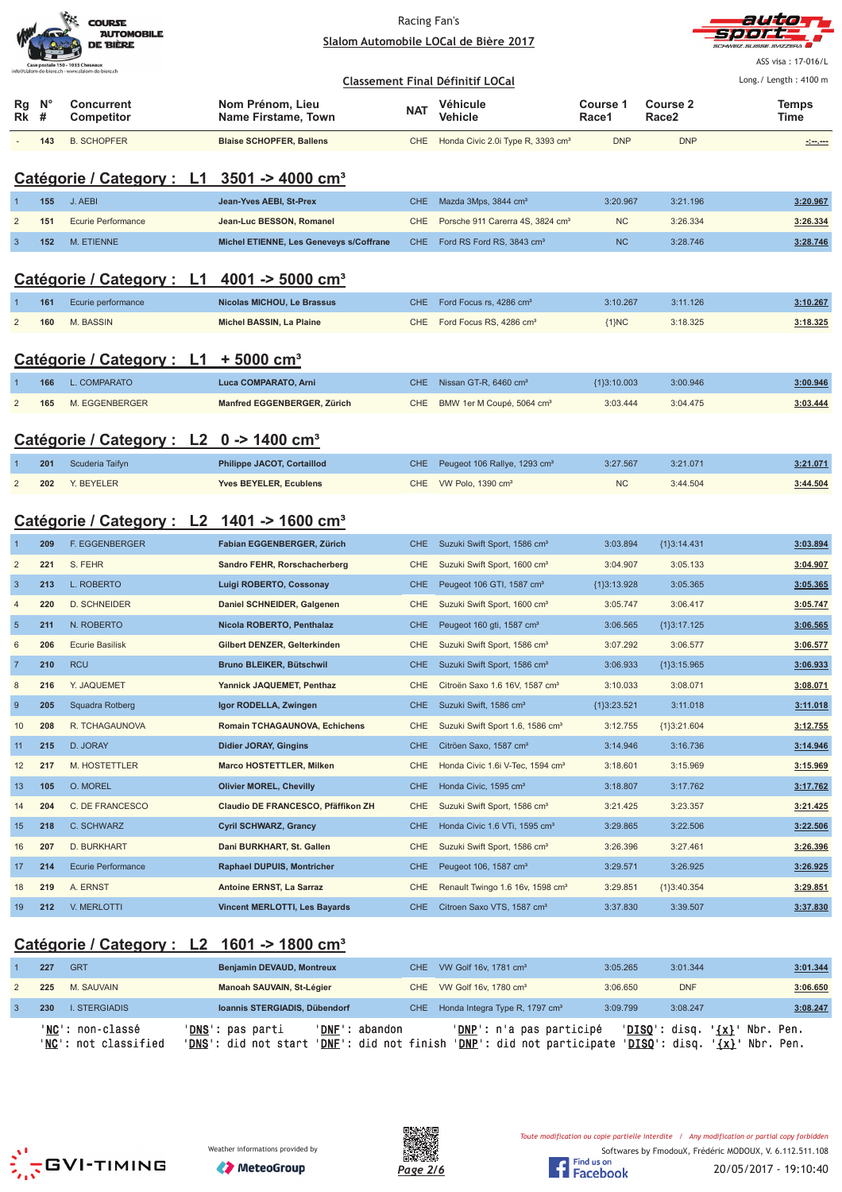Racing Fan's

Slalom Automobile LOCal de Bière 2017

ASS visa : 17-016/L

## Classement Final Définitif LOCal

Long./ Length : 4100 m

| Rg Rk | N° # | Concurrent Competitor | Nom Prénom, Lieu Name Firstame, Town | NAT | Véhicule Vehicle | Course 1 Race1 | Course 2 Race2 | Temps Time |
|---|---|---|---|---|---|---|---|---|
| - | 143 | B. SCHOPFER | Blaise SCHOPFER, Ballens | CHE | Honda Civic 2.0i Type R, 3393 cm³ | DNP | DNP | -:--.--- |

## Catégorie / Category : L1 3501 -> 4000 cm³

| Rg Rk | N° # | Concurrent Competitor | Nom Prénom, Lieu Name Firstame, Town | NAT | Véhicule Vehicle | Course 1 Race1 | Course 2 Race2 | Temps Time |
|---|---|---|---|---|---|---|---|---|
| 1 | 155 | J. AEBI | Jean-Yves AEBI, St-Prex | CHE | Mazda 3Mps, 3844 cm³ | 3:20.967 | 3:21.196 | 3:20.967 |
| 2 | 151 | Ecurie Performance | Jean-Luc BESSON, Romanel | CHE | Porsche 911 Carerra 4S, 3824 cm³ | NC | 3:26.334 | 3:26.334 |
| 3 | 152 | M. ETIENNE | Michel ETIENNE, Les Geneveys s/Coffrane | CHE | Ford RS Ford RS, 3843 cm³ | NC | 3:28.746 | 3:28.746 |

## Catégorie / Category : L1 4001 -> 5000 cm³

| Rg Rk | N° # | Concurrent Competitor | Nom Prénom, Lieu Name Firstame, Town | NAT | Véhicule Vehicle | Course 1 Race1 | Course 2 Race2 | Temps Time |
|---|---|---|---|---|---|---|---|---|
| 1 | 161 | Ecurie performance | Nicolas MICHOU, Le Brassus | CHE | Ford Focus rs, 4286 cm³ | 3:10.267 | 3:11.126 | 3:10.267 |
| 2 | 160 | M. BASSIN | Michel BASSIN, La Plaine | CHE | Ford Focus RS, 4286 cm³ | {1}NC | 3:18.325 | 3:18.325 |

## Catégorie / Category : L1 + 5000 cm³

| Rg Rk | N° # | Concurrent Competitor | Nom Prénom, Lieu Name Firstame, Town | NAT | Véhicule Vehicle | Course 1 Race1 | Course 2 Race2 | Temps Time |
|---|---|---|---|---|---|---|---|---|
| 1 | 166 | L. COMPARATO | Luca COMPARATO, Arni | CHE | Nissan GT-R, 6460 cm³ | {1}3:10.003 | 3:00.946 | 3:00.946 |
| 2 | 165 | M. EGGENBERGER | Manfred EGGENBERGER, Zürich | CHE | BMW 1er M Coupé, 5064 cm³ | 3:03.444 | 3:04.475 | 3:03.444 |

## Catégorie / Category : L2 0 -> 1400 cm³

| Rg Rk | N° # | Concurrent Competitor | Nom Prénom, Lieu Name Firstame, Town | NAT | Véhicule Vehicle | Course 1 Race1 | Course 2 Race2 | Temps Time |
|---|---|---|---|---|---|---|---|---|
| 1 | 201 | Scuderia Taifyn | Philippe JACOT, Cortaillod | CHE | Peugeot 106 Rallye, 1293 cm³ | 3:27.567 | 3:21.071 | 3:21.071 |
| 2 | 202 | Y. BEYELER | Yves BEYELER, Ecublens | CHE | VW Polo, 1390 cm³ | NC | 3:44.504 | 3:44.504 |

## Catégorie / Category : L2 1401 -> 1600 cm³

| Rg Rk | N° # | Concurrent Competitor | Nom Prénom, Lieu Name Firstame, Town | NAT | Véhicule Vehicle | Course 1 Race1 | Course 2 Race2 | Temps Time |
|---|---|---|---|---|---|---|---|---|
| 1 | 209 | F. EGGENBERGER | Fabian EGGENBERGER, Zürich | CHE | Suzuki Swift Sport, 1586 cm³ | 3:03.894 | {1}3:14.431 | 3:03.894 |
| 2 | 221 | S. FEHR | Sandro FEHR, Rorschacherberg | CHE | Suzuki Swift Sport, 1600 cm³ | 3:04.907 | 3:05.133 | 3:04.907 |
| 3 | 213 | L. ROBERTO | Luigi ROBERTO, Cossonay | CHE | Peugeot 106 GTI, 1587 cm³ | {1}3:13.928 | 3:05.365 | 3:05.365 |
| 4 | 220 | D. SCHNEIDER | Daniel SCHNEIDER, Galgenen | CHE | Suzuki Swift Sport, 1600 cm³ | 3:05.747 | 3:06.417 | 3:05.747 |
| 5 | 211 | N. ROBERTO | Nicola ROBERTO, Penthalaz | CHE | Peugeot 160 gti, 1587 cm³ | 3:06.565 | {1}3:17.125 | 3:06.565 |
| 6 | 206 | Ecurie Basilisk | Gilbert DENZER, Gelterkinden | CHE | Suzuki Swift Sport, 1586 cm³ | 3:07.292 | 3:06.577 | 3:06.577 |
| 7 | 210 | RCU | Bruno BLEIKER, Bütschwil | CHE | Suzuki Swift Sport, 1586 cm³ | 3:06.933 | {1}3:15.965 | 3:06.933 |
| 8 | 216 | Y. JAQUEMET | Yannick JAQUEMET, Penthaz | CHE | Citroën Saxo 1.6 16V, 1587 cm³ | 3:10.033 | 3:08.071 | 3:08.071 |
| 9 | 205 | Squadra Rotberg | Igor RODELLA, Zwingen | CHE | Suzuki Swift, 1586 cm³ | {1}3:23.521 | 3:11.018 | 3:11.018 |
| 10 | 208 | R. TCHAGAUNOVA | Romain TCHAGAUNOVA, Echichens | CHE | Suzuki Swift Sport 1.6, 1586 cm³ | 3:12.755 | {1}3:21.604 | 3:12.755 |
| 11 | 215 | D. JORAY | Didier JORAY, Gingins | CHE | Citröen Saxo, 1587 cm³ | 3:14.946 | 3:16.736 | 3:14.946 |
| 12 | 217 | M. HOSTETTLER | Marco HOSTETTLER, Milken | CHE | Honda Civic 1.6i V-Tec, 1594 cm³ | 3:18.601 | 3:15.969 | 3:15.969 |
| 13 | 105 | O. MOREL | Olivier MOREL, Chevilly | CHE | Honda Civic, 1595 cm³ | 3:18.807 | 3:17.762 | 3:17.762 |
| 14 | 204 | C. DE FRANCESCO | Claudio DE FRANCESCO, Pfäffikon ZH | CHE | Suzuki Swift Sport, 1586 cm³ | 3:21.425 | 3:23.357 | 3:21.425 |
| 15 | 218 | C. SCHWARZ | Cyril SCHWARZ, Grancy | CHE | Honda Civic 1.6 VTi, 1595 cm³ | 3:29.865 | 3:22.506 | 3:22.506 |
| 16 | 207 | D. BURKHART | Dani BURKHART, St. Gallen | CHE | Suzuki Swift Sport, 1586 cm³ | 3:26.396 | 3:27.461 | 3:26.396 |
| 17 | 214 | Ecurie Performance | Raphael DUPUIS, Montricher | CHE | Peugeot 106, 1587 cm³ | 3:29.571 | 3:26.925 | 3:26.925 |
| 18 | 219 | A. ERNST | Antoine ERNST, La Sarraz | CHE | Renault Twingo 1.6 16v, 1598 cm³ | 3:29.851 | {1}3:40.354 | 3:29.851 |
| 19 | 212 | V. MERLOTTI | Vincent MERLOTTI, Les Bayards | CHE | Citroen Saxo VTS, 1587 cm³ | 3:37.830 | 3:39.507 | 3:37.830 |

## Catégorie / Category : L2 1601 -> 1800 cm³

| Rg Rk | N° # | Concurrent Competitor | Nom Prénom, Lieu Name Firstame, Town | NAT | Véhicule Vehicle | Course 1 Race1 | Course 2 Race2 | Temps Time |
|---|---|---|---|---|---|---|---|---|
| 1 | 227 | GRT | Benjamin DEVAUD, Montreux | CHE | VW Golf 16v, 1781 cm³ | 3:05.265 | 3:01.344 | 3:01.344 |
| 2 | 225 | M. SAUVAIN | Manoah SAUVAIN, St-Légier | CHE | VW Golf 16v, 1780 cm³ | 3:06.650 | DNF | 3:06.650 |
| 3 | 230 | I. STERGIADIS | Ioannis STERGIADIS, Dübendorf | CHE | Honda Integra Type R, 1797 cm³ | 3:09.799 | 3:08.247 | 3:08.247 |

'NC': non-classé 'DNS': pas parti 'DNF': abandon 'DNP': n'a pas participé 'DISQ': disq. '{x}' Nbr. Pen.
'NC': not classified 'DNS': did not start 'DNF': did not finish 'DNP': did not participate 'DISQ': disq. '{x}' Nbr. Pen.

Weather informations provided by MeteoGroup

Toute modification ou copie partielle interdite / Any modification or partial copy forbidden

Softwares by FmodouX, Frédéric MODOUX, V. 6.112.511.108

20/05/2017 - 19:10:40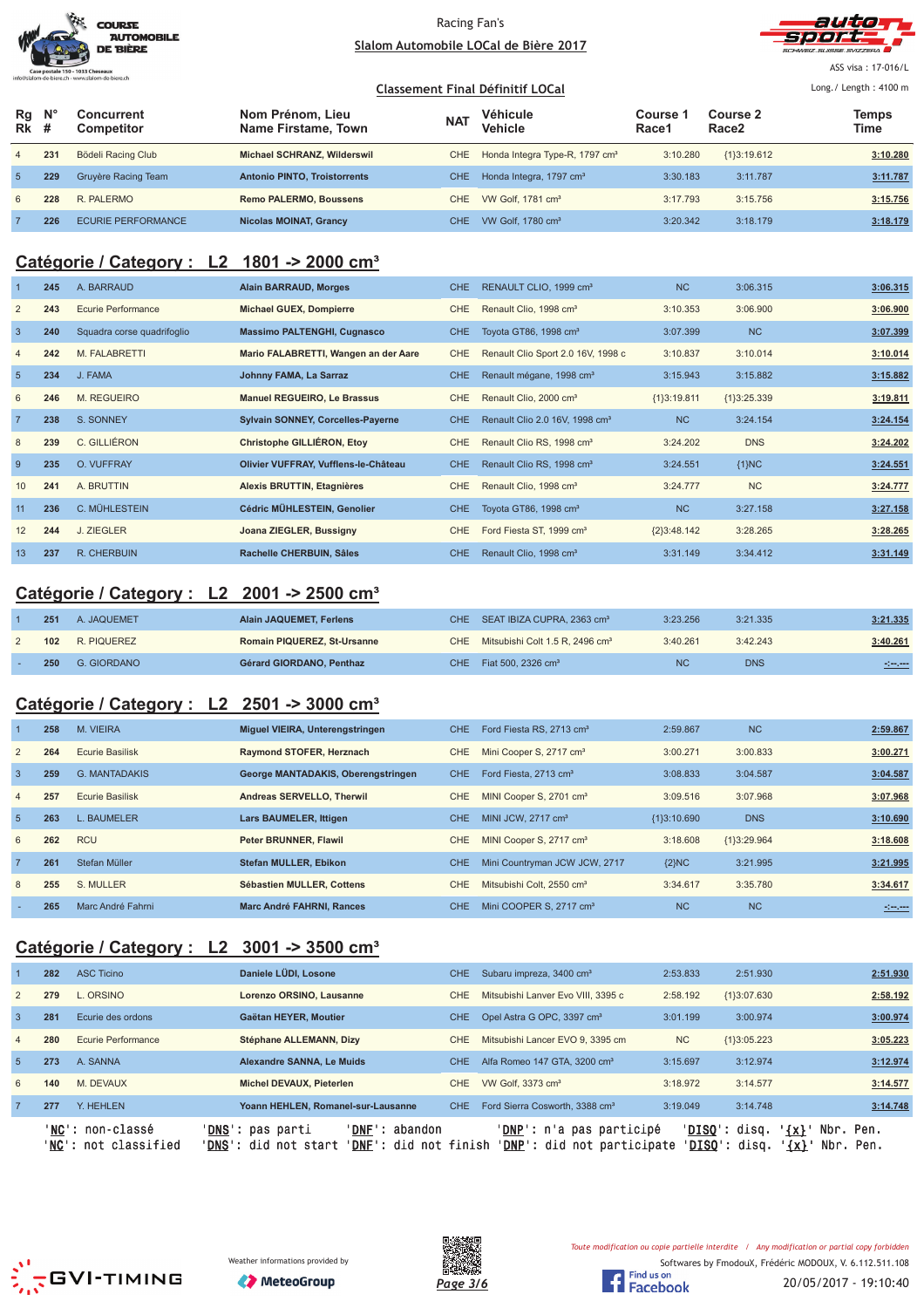Racing Fan's

Slalom Automobile LOCal de Bière 2017

ASS visa : 17-016/L

## Classement Final Définitif LOCal

Long./ Length : 4100 m

| Rg Rk | N° # | Concurrent Competitor | Nom Prénom, Lieu Name Firstame, Town | NAT | Véhicule Vehicle | Course 1 Race1 | Course 2 Race2 | Temps Time |
|---|---|---|---|---|---|---|---|---|
| 4 | 231 | Bödeli Racing Club | Michael SCHRANZ, Wilderswil | CHE | Honda Integra Type-R, 1797 cm³ | 3:10.280 | {1}3:19.612 | 3:10.280 |
| 5 | 229 | Gruyère Racing Team | Antonio PINTO, Troistorrents | CHE | Honda Integra, 1797 cm³ | 3:30.183 | 3:11.787 | 3:11.787 |
| 6 | 228 | R. PALERMO | Remo PALERMO, Boussens | CHE | VW Golf, 1781 cm³ | 3:17.793 | 3:15.756 | 3:15.756 |
| 7 | 226 | ECURIE PERFORMANCE | Nicolas MOINAT, Grancy | CHE | VW Golf, 1780 cm³ | 3:20.342 | 3:18.179 | 3:18.179 |

## Catégorie / Category : L2 1801 -> 2000 cm³

| Rg Rk | N° # | Concurrent Competitor | Nom Prénom, Lieu Name Firstame, Town | NAT | Véhicule Vehicle | Course 1 Race1 | Course 2 Race2 | Temps Time |
|---|---|---|---|---|---|---|---|---|
| 1 | 245 | A. BARRAUD | Alain BARRAUD, Morges | CHE | RENAULT CLIO, 1999 cm³ | NC | 3:06.315 | 3:06.315 |
| 2 | 243 | Ecurie Performance | Michael GUEX, Dompierre | CHE | Renault Clio, 1998 cm³ | 3:10.353 | 3:06.900 | 3:06.900 |
| 3 | 240 | Squadra corse quadrifoglio | Massimo PALTENGHI, Cugnasco | CHE | Toyota GT86, 1998 cm³ | 3:07.399 | NC | 3:07.399 |
| 4 | 242 | M. FALABRETTI | Mario FALABRETTI, Wangen an der Aare | CHE | Renault Clio Sport 2.0 16V, 1998 c | 3:10.837 | 3:10.014 | 3:10.014 |
| 5 | 234 | J. FAMA | Johnny FAMA, La Sarraz | CHE | Renault mégane, 1998 cm³ | 3:15.943 | 3:15.882 | 3:15.882 |
| 6 | 246 | M. REGUEIRO | Manuel REGUEIRO, Le Brassus | CHE | Renault Clio, 2000 cm³ | {1}3:19.811 | {1}3:25.339 | 3:19.811 |
| 7 | 238 | S. SONNEY | Sylvain SONNEY, Corcelles-Payerne | CHE | Renault Clio 2.0 16V, 1998 cm³ | NC | 3:24.154 | 3:24.154 |
| 8 | 239 | C. GILLIÉRON | Christophe GILLIÉRON, Etoy | CHE | Renault Clio RS, 1998 cm³ | 3:24.202 | DNS | 3:24.202 |
| 9 | 235 | O. VUFFRAY | Olivier VUFFRAY, Vufflens-le-Château | CHE | Renault Clio RS, 1998 cm³ | 3:24.551 | {1}NC | 3:24.551 |
| 10 | 241 | A. BRUTTIN | Alexis BRUTTIN, Etagnières | CHE | Renault Clio, 1998 cm³ | 3:24.777 | NC | 3:24.777 |
| 11 | 236 | C. MÜHLESTEIN | Cédric MÜHLESTEIN, Genolier | CHE | Toyota GT86, 1998 cm³ | NC | 3:27.158 | 3:27.158 |
| 12 | 244 | J. ZIEGLER | Joana ZIEGLER, Bussigny | CHE | Ford Fiesta ST, 1999 cm³ | {2}3:48.142 | 3:28.265 | 3:28.265 |
| 13 | 237 | R. CHERBUIN | Rachelle CHERBUIN, Sâles | CHE | Renault Clio, 1998 cm³ | 3:31.149 | 3:34.412 | 3:31.149 |

## Catégorie / Category : L2 2001 -> 2500 cm³

| Rg Rk | N° # | Concurrent Competitor | Nom Prénom, Lieu Name Firstame, Town | NAT | Véhicule Vehicle | Course 1 Race1 | Course 2 Race2 | Temps Time |
|---|---|---|---|---|---|---|---|---|
| 1 | 251 | A. JAQUEMET | Alain JAQUEMET, Ferlens | CHE | SEAT IBIZA CUPRA, 2363 cm³ | 3:23.256 | 3:21.335 | 3:21.335 |
| 2 | 102 | R. PIQUEREZ | Romain PIQUEREZ, St-Ursanne | CHE | Mitsubishi Colt 1.5 R, 2496 cm³ | 3:40.261 | 3:42.243 | 3:40.261 |
| - | 250 | G. GIORDANO | Gérard GIORDANO, Penthaz | CHE | Fiat 500, 2326 cm³ | NC | DNS | -:--.--- |

## Catégorie / Category : L2 2501 -> 3000 cm³

| Rg Rk | N° # | Concurrent Competitor | Nom Prénom, Lieu Name Firstame, Town | NAT | Véhicule Vehicle | Course 1 Race1 | Course 2 Race2 | Temps Time |
|---|---|---|---|---|---|---|---|---|
| 1 | 258 | M. VIEIRA | Miguel VIEIRA, Unterengstringen | CHE | Ford Fiesta RS, 2713 cm³ | 2:59.867 | NC | 2:59.867 |
| 2 | 264 | Ecurie Basilisk | Raymond STOFER, Herznach | CHE | Mini Cooper S, 2717 cm³ | 3:00.271 | 3:00.833 | 3:00.271 |
| 3 | 259 | G. MANTADAKIS | George MANTADAKIS, Oberengstringen | CHE | Ford Fiesta, 2713 cm³ | 3:08.833 | 3:04.587 | 3:04.587 |
| 4 | 257 | Ecurie Basilisk | Andreas SERVELLO, Therwil | CHE | MINI Cooper S, 2701 cm³ | 3:09.516 | 3:07.968 | 3:07.968 |
| 5 | 263 | L. BAUMELER | Lars BAUMELER, Ittigen | CHE | MINI JCW, 2717 cm³ | {1}3:10.690 | DNS | 3:10.690 |
| 6 | 262 | RCU | Peter BRUNNER, Flawil | CHE | MINI Cooper S, 2717 cm³ | 3:18.608 | {1}3:29.964 | 3:18.608 |
| 7 | 261 | Stefan Müller | Stefan MULLER, Ebikon | CHE | Mini Countryman JCW JCW, 2717 | {2}NC | 3:21.995 | 3:21.995 |
| 8 | 255 | S. MULLER | Sébastien MULLER, Cottens | CHE | Mitsubishi Colt, 2550 cm³ | 3:34.617 | 3:35.780 | 3:34.617 |
| - | 265 | Marc André Fahrni | Marc André FAHRNI, Rances | CHE | Mini COOPER S, 2717 cm³ | NC | NC | -:--.--- |

## Catégorie / Category : L2 3001 -> 3500 cm³

| Rg Rk | N° # | Concurrent Competitor | Nom Prénom, Lieu Name Firstame, Town | NAT | Véhicule Vehicle | Course 1 Race1 | Course 2 Race2 | Temps Time |
|---|---|---|---|---|---|---|---|---|
| 1 | 282 | ASC Ticino | Daniele LÜDI, Losone | CHE | Subaru impreza, 3400 cm³ | 2:53.833 | 2:51.930 | 2:51.930 |
| 2 | 279 | L. ORSINO | Lorenzo ORSINO, Lausanne | CHE | Mitsubishi Lanver Evo VIII, 3395 c | 2:58.192 | {1}3:07.630 | 2:58.192 |
| 3 | 281 | Ecurie des ordons | Gaëtan HEYER, Moutier | CHE | Opel Astra G OPC, 3397 cm³ | 3:01.199 | 3:00.974 | 3:00.974 |
| 4 | 280 | Ecurie Performance | Stéphane ALLEMANN, Dizy | CHE | Mitsubishi Lancer EVO 9, 3395 cm | NC | {1}3:05.223 | 3:05.223 |
| 5 | 273 | A. SANNA | Alexandre SANNA, Le Muids | CHE | Alfa Romeo 147 GTA, 3200 cm³ | 3:15.697 | 3:12.974 | 3:12.974 |
| 6 | 140 | M. DEVAUX | Michel DEVAUX, Pieterlen | CHE | VW Golf, 3373 cm³ | 3:18.972 | 3:14.577 | 3:14.577 |
| 7 | 277 | Y. HEHLEN | Yoann HEHLEN, Romanel-sur-Lausanne | CHE | Ford Sierra Cosworth, 3388 cm³ | 3:19.049 | 3:14.748 | 3:14.748 |

'NC': non-classé 'DNS': pas parti 'DNF': abandon 'DNP': n'a pas participé 'DISQ': disq. '{x}' Nbr. Pen.
'NC': not classified 'DNS': did not start 'DNF': did not finish 'DNP': did not participate 'DISQ': disq. '{x}' Nbr. Pen.

Weather informations provided by MeteoGroup

Toute modification ou copie partielle interdite / Any modification or partial copy forbidden

Softwares by FmodouX, Frédéric MODOUX, V. 6.112.511.108

20/05/2017 - 19:10:40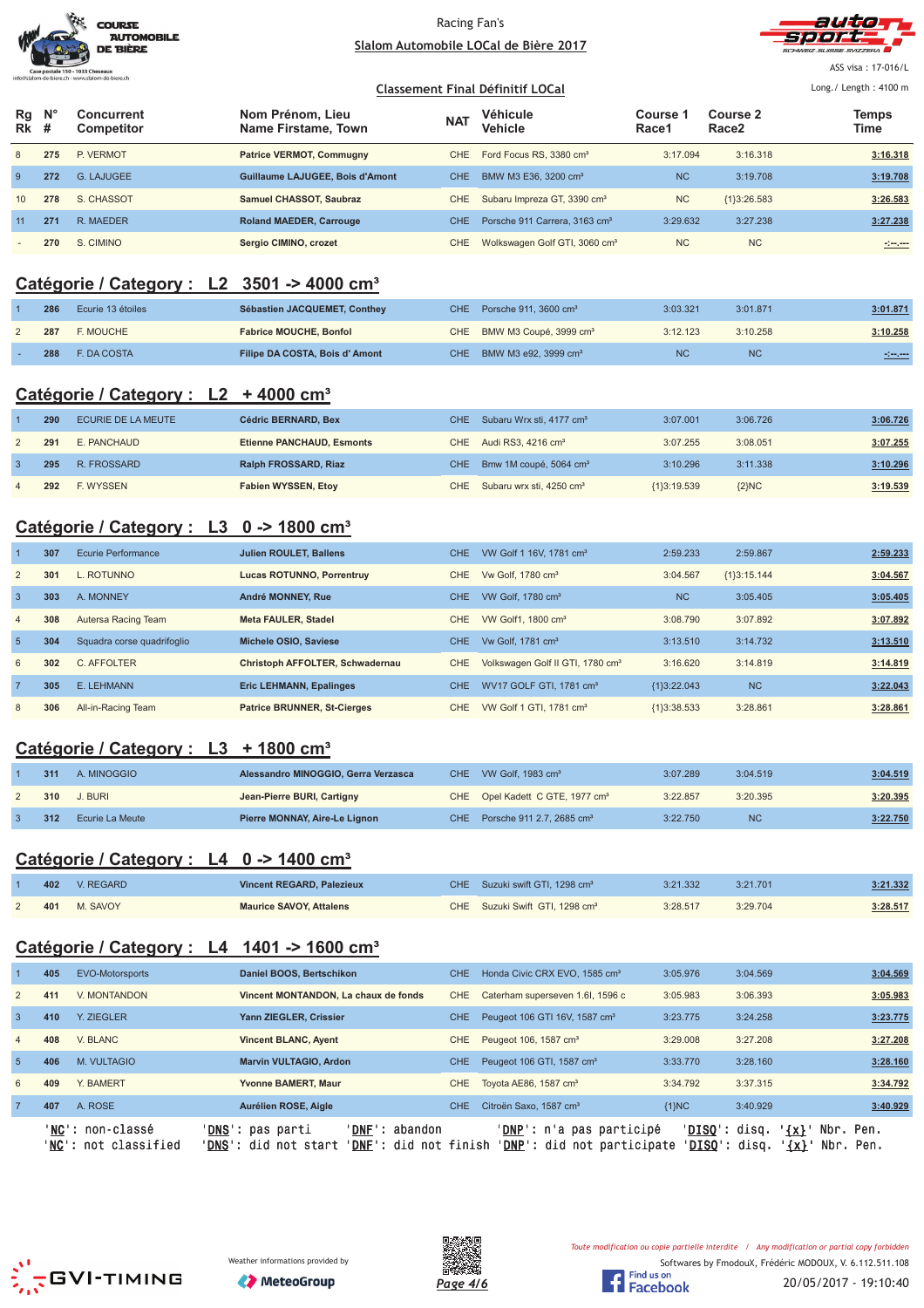Racing Fan's

Slalom Automobile LOCal de Bière 2017

ASS visa : 17-016/L

Classement Final Définitif LOCal

Long./ Length : 4100 m

| Rg Rk | N° # | Concurrent Competitor | Nom Prénom, Lieu Name Firstame, Town | NAT | Véhicule Vehicle | Course 1 Race1 | Course 2 Race2 | Temps Time |
|---|---|---|---|---|---|---|---|---|
| 8 | 275 | P. VERMOT | Patrice VERMOT, Commugny | CHE | Ford Focus RS, 3380 cm³ | 3:17.094 | 3:16.318 | 3:16.318 |
| 9 | 272 | G. LAJUGEE | Guillaume LAJUGEE, Bois d'Amont | CHE | BMW M3 E36, 3200 cm³ | NC | 3:19.708 | 3:19.708 |
| 10 | 278 | S. CHASSOT | Samuel CHASSOT, Saubraz | CHE | Subaru Impreza GT, 3390 cm³ | NC | {1}3:26.583 | 3:26.583 |
| 11 | 271 | R. MAEDER | Roland MAEDER, Carrouge | CHE | Porsche 911 Carrera, 3163 cm³ | 3:29.632 | 3:27.238 | 3:27.238 |
| - | 270 | S. CIMINO | Sergio CIMINO, crozet | CHE | Wolkswagen Golf GTI, 3060 cm³ | NC | NC | -:--.--- |

## Catégorie / Category : L2 3501 -> 4000 cm³

| Rg Rk | N° # | Concurrent Competitor | Nom Prénom, Lieu Name Firstame, Town | NAT | Véhicule Vehicle | Course 1 Race1 | Course 2 Race2 | Temps Time |
|---|---|---|---|---|---|---|---|---|
| 1 | 286 | Ecurie 13 étoiles | Sébastien JACQUEMET, Conthey | CHE | Porsche 911, 3600 cm³ | 3:03.321 | 3:01.871 | 3:01.871 |
| 2 | 287 | F. MOUCHE | Fabrice MOUCHE, Bonfol | CHE | BMW M3 Coupé, 3999 cm³ | 3:12.123 | 3:10.258 | 3:10.258 |
| - | 288 | F. DA COSTA | Filipe DA COSTA, Bois d' Amont | CHE | BMW M3 e92, 3999 cm³ | NC | NC | -:--.--- |

## Catégorie / Category : L2 + 4000 cm³

| Rg Rk | N° # | Concurrent Competitor | Nom Prénom, Lieu Name Firstame, Town | NAT | Véhicule Vehicle | Course 1 Race1 | Course 2 Race2 | Temps Time |
|---|---|---|---|---|---|---|---|---|
| 1 | 290 | ECURIE DE LA MEUTE | Cédric BERNARD, Bex | CHE | Subaru Wrx sti, 4177 cm³ | 3:07.001 | 3:06.726 | 3:06.726 |
| 2 | 291 | E. PANCHAUD | Etienne PANCHAUD, Esmonts | CHE | Audi RS3, 4216 cm³ | 3:07.255 | 3:08.051 | 3:07.255 |
| 3 | 295 | R. FROSSARD | Ralph FROSSARD, Riaz | CHE | Bmw 1M coupé, 5064 cm³ | 3:10.296 | 3:11.338 | 3:10.296 |
| 4 | 292 | F. WYSSEN | Fabien WYSSEN, Etoy | CHE | Subaru wrx sti, 4250 cm³ | {1}3:19.539 | {2}NC | 3:19.539 |

## Catégorie / Category : L3 0 -> 1800 cm³

| Rg Rk | N° # | Concurrent Competitor | Nom Prénom, Lieu Name Firstame, Town | NAT | Véhicule Vehicle | Course 1 Race1 | Course 2 Race2 | Temps Time |
|---|---|---|---|---|---|---|---|---|
| 1 | 307 | Ecurie Performance | Julien ROULET, Ballens | CHE | VW Golf 1 16V, 1781 cm³ | 2:59.233 | 2:59.867 | 2:59.233 |
| 2 | 301 | L. ROTUNNO | Lucas ROTUNNO, Porrentruy | CHE | Vw Golf, 1780 cm³ | 3:04.567 | {1}3:15.144 | 3:04.567 |
| 3 | 303 | A. MONNEY | André MONNEY, Rue | CHE | VW Golf, 1780 cm³ | NC | 3:05.405 | 3:05.405 |
| 4 | 308 | Autersa Racing Team | Meta FAULER, Stadel | CHE | VW Golf1, 1800 cm³ | 3:08.790 | 3:07.892 | 3:07.892 |
| 5 | 304 | Squadra corse quadrifoglio | Michele OSIO, Saviese | CHE | Vw Golf, 1781 cm³ | 3:13.510 | 3:14.732 | 3:13.510 |
| 6 | 302 | C. AFFOLTER | Christoph AFFOLTER, Schwadernau | CHE | Volkswagen Golf II GTI, 1780 cm³ | 3:16.620 | 3:14.819 | 3:14.819 |
| 7 | 305 | E. LEHMANN | Eric LEHMANN, Epalinges | CHE | WV17 GOLF GTI, 1781 cm³ | {1}3:22.043 | NC | 3:22.043 |
| 8 | 306 | All-in-Racing Team | Patrice BRUNNER, St-Cierges | CHE | VW Golf 1 GTI, 1781 cm³ | {1}3:38.533 | 3:28.861 | 3:28.861 |

## Catégorie / Category : L3 + 1800 cm³

| Rg Rk | N° # | Concurrent Competitor | Nom Prénom, Lieu Name Firstame, Town | NAT | Véhicule Vehicle | Course 1 Race1 | Course 2 Race2 | Temps Time |
|---|---|---|---|---|---|---|---|---|
| 1 | 311 | A. MINOGGIO | Alessandro MINOGGIO, Gerra Verzasca | CHE | VW Golf, 1983 cm³ | 3:07.289 | 3:04.519 | 3:04.519 |
| 2 | 310 | J. BURI | Jean-Pierre BURI, Cartigny | CHE | Opel Kadett C GTE, 1977 cm³ | 3:22.857 | 3:20.395 | 3:20.395 |
| 3 | 312 | Ecurie La Meute | Pierre MONNAY, Aire-Le Lignon | CHE | Porsche 911 2.7, 2685 cm³ | 3:22.750 | NC | 3:22.750 |

## Catégorie / Category : L4 0 -> 1400 cm³

| Rg Rk | N° # | Concurrent Competitor | Nom Prénom, Lieu Name Firstame, Town | NAT | Véhicule Vehicle | Course 1 Race1 | Course 2 Race2 | Temps Time |
|---|---|---|---|---|---|---|---|---|
| 1 | 402 | V. REGARD | Vincent REGARD, Palezieux | CHE | Suzuki swift GTI, 1298 cm³ | 3:21.332 | 3:21.701 | 3:21.332 |
| 2 | 401 | M. SAVOY | Maurice SAVOY, Attalens | CHE | Suzuki Swift GTI, 1298 cm³ | 3:28.517 | 3:29.704 | 3:28.517 |

## Catégorie / Category : L4 1401 -> 1600 cm³

| Rg Rk | N° # | Concurrent Competitor | Nom Prénom, Lieu Name Firstame, Town | NAT | Véhicule Vehicle | Course 1 Race1 | Course 2 Race2 | Temps Time |
|---|---|---|---|---|---|---|---|---|
| 1 | 405 | EVO-Motorsports | Daniel BOOS, Bertschikon | CHE | Honda Civic CRX EVO, 1585 cm³ | 3:05.976 | 3:04.569 | 3:04.569 |
| 2 | 411 | V. MONTANDON | Vincent MONTANDON, La chaux de fonds | CHE | Caterham superseven 1.6l, 1596 c | 3:05.983 | 3:06.393 | 3:05.983 |
| 3 | 410 | Y. ZIEGLER | Yann ZIEGLER, Crissier | CHE | Peugeot 106 GTI 16V, 1587 cm³ | 3:23.775 | 3:24.258 | 3:23.775 |
| 4 | 408 | V. BLANC | Vincent BLANC, Ayent | CHE | Peugeot 106, 1587 cm³ | 3:29.008 | 3:27.208 | 3:27.208 |
| 5 | 406 | M. VULTAGIO | Marvin VULTAGIO, Ardon | CHE | Peugeot 106 GTI, 1587 cm³ | 3:33.770 | 3:28.160 | 3:28.160 |
| 6 | 409 | Y. BAMERT | Yvonne BAMERT, Maur | CHE | Toyota AE86, 1587 cm³ | 3:34.792 | 3:37.315 | 3:34.792 |
| 7 | 407 | A. ROSE | Aurélien ROSE, Aigle | CHE | Citroën Saxo, 1587 cm³ | {1}NC | 3:40.929 | 3:40.929 |

'NC': non-classé 'DNS': pas parti 'DNF': abandon 'DNP': n'a pas participé 'DISQ': disq. '{x}' Nbr. Pen.
'NC': not classified 'DNS': did not start 'DNF': did not finish 'DNP': did not participate 'DISQ': disq. '{x}' Nbr. Pen.

Weather informations provided by MeteoGroup

Toute modification ou copie partielle interdite / Any modification or partial copy forbidden

Softwares by FmodouX, Frédéric MODOUX, V. 6.112.511.108

20/05/2017 - 19:10:40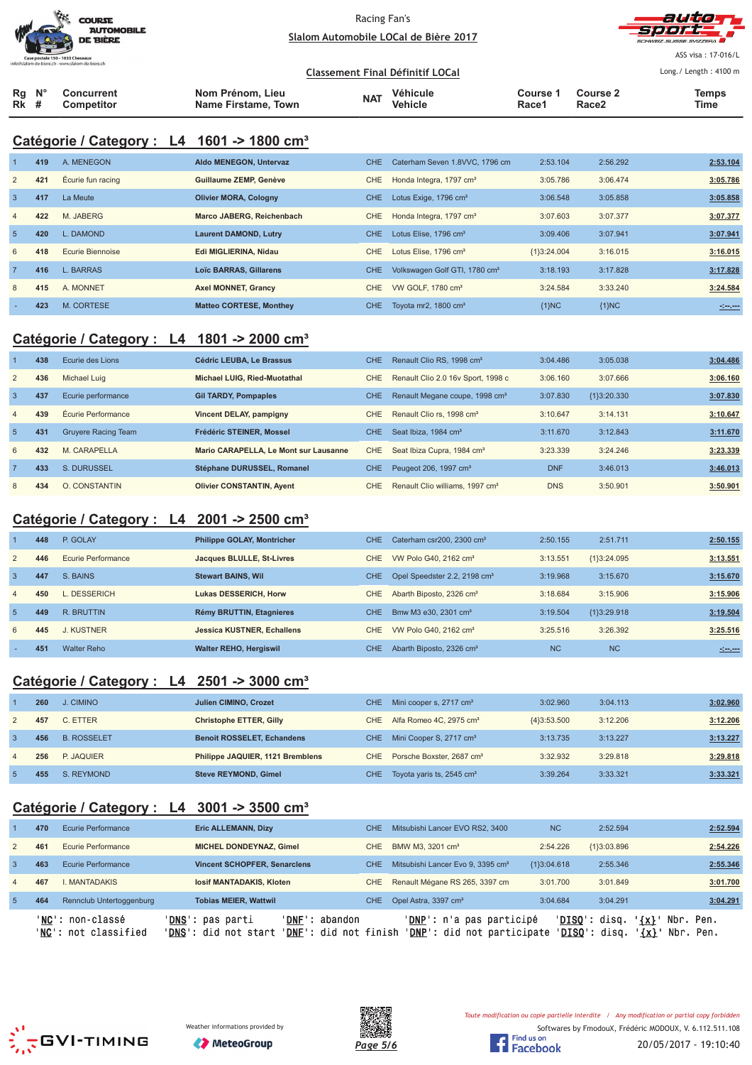Racing Fan's

Slalom Automobile LOCal de Bière 2017

ASS visa : 17-016/L

Classement Final Définitif LOCal

Long./ Length : 4100 m

## Catégorie / Category : L4 1601 -> 1800 cm³

| Rg Rk | N° # | Concurrent Competitor | Nom Prénom, Lieu Name Firstame, Town | NAT | Véhicule Vehicle | Course 1 Race1 | Course 2 Race2 | Temps Time |
|---|---|---|---|---|---|---|---|---|
| 1 | 419 | A. MENEGON | Aldo MENEGON, Untervaz | CHE | Caterham Seven 1.8VVC, 1796 cm | 2:53.104 | 2:56.292 | 2:53.104 |
| 2 | 421 | Écurie fun racing | Guillaume ZEMP, Genève | CHE | Honda Integra, 1797 cm³ | 3:05.786 | 3:06.474 | 3:05.786 |
| 3 | 417 | La Meute | Olivier MORA, Cologny | CHE | Lotus Exige, 1796 cm³ | 3:06.548 | 3:05.858 | 3:05.858 |
| 4 | 422 | M. JABERG | Marco JABERG, Reichenbach | CHE | Honda Integra, 1797 cm³ | 3:07.603 | 3:07.377 | 3:07.377 |
| 5 | 420 | L. DAMOND | Laurent DAMOND, Lutry | CHE | Lotus Elise, 1796 cm³ | 3:09.406 | 3:07.941 | 3:07.941 |
| 6 | 418 | Ecurie Biennoise | Edi MIGLIERINA, Nidau | CHE | Lotus Elise, 1796 cm³ | {1}3:24.004 | 3:16.015 | 3:16.015 |
| 7 | 416 | L. BARRAS | Loïc BARRAS, Gillarens | CHE | Volkswagen Golf GTI, 1780 cm³ | 3:18.193 | 3:17.828 | 3:17.828 |
| 8 | 415 | A. MONNET | Axel MONNET, Grancy | CHE | VW GOLF, 1780 cm³ | 3:24.584 | 3:33.240 | 3:24.584 |
| - | 423 | M. CORTESE | Matteo CORTESE, Monthey | CHE | Toyota mr2, 1800 cm³ | {1}NC | {1}NC | -:--.--- |

## Catégorie / Category : L4 1801 -> 2000 cm³

| Rg Rk | N° # | Concurrent Competitor | Nom Prénom, Lieu Name Firstame, Town | NAT | Véhicule Vehicle | Course 1 Race1 | Course 2 Race2 | Temps Time |
|---|---|---|---|---|---|---|---|---|
| 1 | 438 | Ecurie des Lions | Cédric LEUBA, Le Brassus | CHE | Renault Clio RS, 1998 cm³ | 3:04.486 | 3:05.038 | 3:04.486 |
| 2 | 436 | Michael Luig | Michael LUIG, Ried-Muotathal | CHE | Renault Clio 2.0 16v Sport, 1998 c | 3:06.160 | 3:07.666 | 3:06.160 |
| 3 | 437 | Ecurie performance | Gil TARDY, Pompaples | CHE | Renault Megane coupe, 1998 cm³ | 3:07.830 | {1}3:20.330 | 3:07.830 |
| 4 | 439 | Écurie Performance | Vincent DELAY, pampigny | CHE | Renault Clio rs, 1998 cm³ | 3:10.647 | 3:14.131 | 3:10.647 |
| 5 | 431 | Gruyere Racing Team | Frédéric STEINER, Mossel | CHE | Seat Ibiza, 1984 cm³ | 3:11.670 | 3:12.843 | 3:11.670 |
| 6 | 432 | M. CARAPELLA | Mario CARAPELLA, Le Mont sur Lausanne | CHE | Seat Ibiza Cupra, 1984 cm³ | 3:23.339 | 3:24.246 | 3:23.339 |
| 7 | 433 | S. DURUSSEL | Stéphane DURUSSEL, Romanel | CHE | Peugeot 206, 1997 cm³ | DNF | 3:46.013 | 3:46.013 |
| 8 | 434 | O. CONSTANTIN | Olivier CONSTANTIN, Ayent | CHE | Renault Clio williams, 1997 cm³ | DNS | 3:50.901 | 3:50.901 |

## Catégorie / Category : L4 2001 -> 2500 cm³

| Rg Rk | N° # | Concurrent Competitor | Nom Prénom, Lieu Name Firstame, Town | NAT | Véhicule Vehicle | Course 1 Race1 | Course 2 Race2 | Temps Time |
|---|---|---|---|---|---|---|---|---|
| 1 | 448 | P. GOLAY | Philippe GOLAY, Montricher | CHE | Caterham csr200, 2300 cm³ | 2:50.155 | 2:51.711 | 2:50.155 |
| 2 | 446 | Ecurie Performance | Jacques BLULLE, St-Livres | CHE | VW Polo G40, 2162 cm³ | 3:13.551 | {1}3:24.095 | 3:13.551 |
| 3 | 447 | S. BAINS | Stewart BAINS, Wil | CHE | Opel Speedster 2.2, 2198 cm³ | 3:19.968 | 3:15.670 | 3:15.670 |
| 4 | 450 | L. DESSERICH | Lukas DESSERICH, Horw | CHE | Abarth Biposto, 2326 cm³ | 3:18.684 | 3:15.906 | 3:15.906 |
| 5 | 449 | R. BRUTTIN | Rémy BRUTTIN, Etagnieres | CHE | Bmw M3 e30, 2301 cm³ | 3:19.504 | {1}3:29.918 | 3:19.504 |
| 6 | 445 | J. KUSTNER | Jessica KUSTNER, Echallens | CHE | VW Polo G40, 2162 cm³ | 3:25.516 | 3:26.392 | 3:25.516 |
| - | 451 | Walter Reho | Walter REHO, Hergiswil | CHE | Abarth Biposto, 2326 cm³ | NC | NC | -:--.--- |

## Catégorie / Category : L4 2501 -> 3000 cm³

| Rg Rk | N° # | Concurrent Competitor | Nom Prénom, Lieu Name Firstame, Town | NAT | Véhicule Vehicle | Course 1 Race1 | Course 2 Race2 | Temps Time |
|---|---|---|---|---|---|---|---|---|
| 1 | 260 | J. CIMINO | Julien CIMINO, Crozet | CHE | Mini cooper s, 2717 cm³ | 3:02.960 | 3:04.113 | 3:02.960 |
| 2 | 457 | C. ETTER | Christophe ETTER, Gilly | CHE | Alfa Romeo 4C, 2975 cm³ | {4}3:53.500 | 3:12.206 | 3:12.206 |
| 3 | 456 | B. ROSSELET | Benoit ROSSELET, Echandens | CHE | Mini Cooper S, 2717 cm³ | 3:13.735 | 3:13.227 | 3:13.227 |
| 4 | 256 | P. JAQUIER | Philippe JAQUIER, 1121 Bremblens | CHE | Porsche Boxster, 2687 cm³ | 3:32.932 | 3:29.818 | 3:29.818 |
| 5 | 455 | S. REYMOND | Steve REYMOND, Gimel | CHE | Toyota yaris ts, 2545 cm³ | 3:39.264 | 3:33.321 | 3:33.321 |

## Catégorie / Category : L4 3001 -> 3500 cm³

| Rg Rk | N° # | Concurrent Competitor | Nom Prénom, Lieu Name Firstame, Town | NAT | Véhicule Vehicle | Course 1 Race1 | Course 2 Race2 | Temps Time |
|---|---|---|---|---|---|---|---|---|
| 1 | 470 | Ecurie Performance | Eric ALLEMANN, Dizy | CHE | Mitsubishi Lancer EVO RS2, 3400 | NC | 2:52.594 | 2:52.594 |
| 2 | 461 | Ecurie Performance | MICHEL DONDEYNAZ, Gimel | CHE | BMW M3, 3201 cm³ | 2:54.226 | {1}3:03.896 | 2:54.226 |
| 3 | 463 | Ecurie Performance | Vincent SCHOPFER, Senarclens | CHE | Mitsubishi Lancer Evo 9, 3395 cm³ | {1}3:04.618 | 2:55.346 | 2:55.346 |
| 4 | 467 | I. MANTADAKIS | Iosif MANTADAKIS, Kloten | CHE | Renault Mégane RS 265, 3397 cm | 3:01.700 | 3:01.849 | 3:01.700 |
| 5 | 464 | Rennclub Untertoggenburg | Tobias MEIER, Wattwil | CHE | Opel Astra, 3397 cm³ | 3:04.684 | 3:04.291 | 3:04.291 |

'NC': non-classé 'DNS': pas parti 'DNF': abandon 'DNP': n'a pas participé 'DISQ': disq. '{x}' Nbr. Pen.
'NC': not classified 'DNS': did not start 'DNF': did not finish 'DNP': did not participate 'DISQ': disq. '{x}' Nbr. Pen.

Weather informations provided by MeteoGroup

Toute modification ou copie partielle interdite / Any modification or partial copy forbidden

Softwares by FmodouX, Frédéric MODOUX, V. 6.112.511.108

20/05/2017 - 19:10:40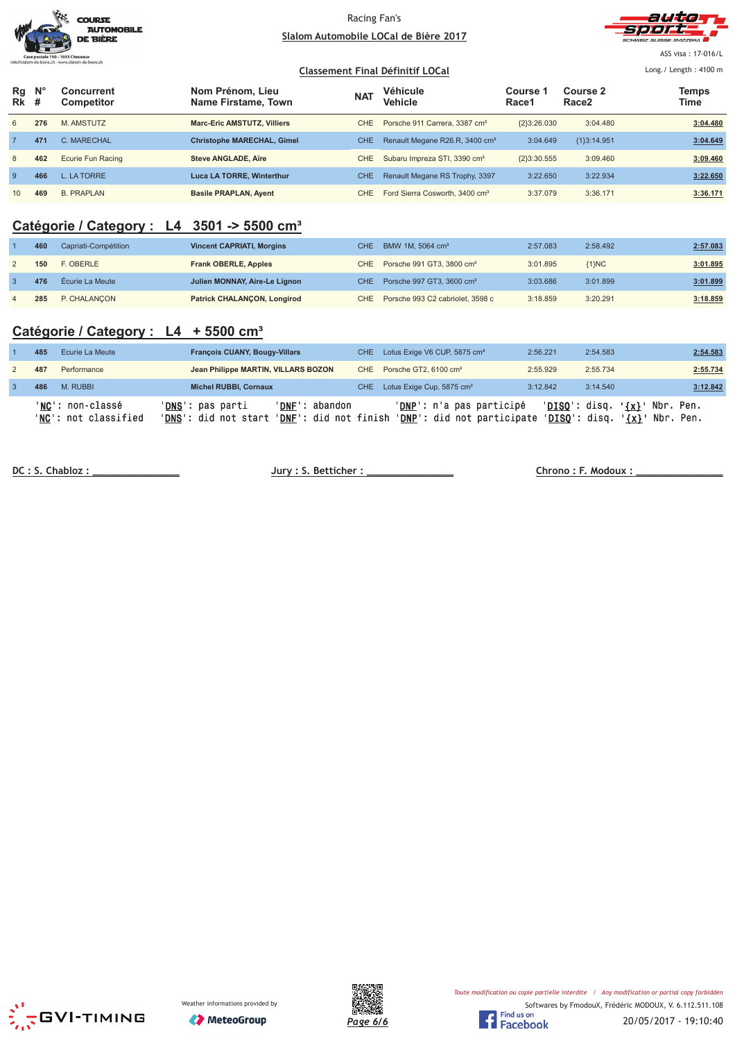Racing Fan's

Slalom Automobile LOCal de Bière 2017

ASS visa : 17-016/L

Long./ Length : 4100 m

Classement Final Définitif LOCal

| Rg Rk | N° # | Concurrent Competitor | Nom Prénom, Lieu Name Firstame, Town | NAT | Véhicule Vehicle | Course 1 Race1 | Course 2 Race2 | Temps Time |
|---|---|---|---|---|---|---|---|---|
| 6 | 276 | M. AMSTUTZ | **Marc-Eric AMSTUTZ, Villiers** | CHE | Porsche 911 Carrera, 3387 cm³ | {2}3:26.030 | 3:04.480 | **3:04.480** |
| 7 | 471 | C. MARECHAL | **Christophe MARECHAL, Gimel** | CHE | Renault Megane R26.R, 3400 cm³ | 3:04.649 | {1}3:14.951 | **3:04.649** |
| 8 | 462 | Ecurie Fun Racing | **Steve ANGLADE, Aïre** | CHE | Subaru Impreza STI, 3390 cm³ | {2}3:30.555 | 3:09.460 | **3:09.460** |
| 9 | 466 | L. LA TORRE | **Luca LA TORRE, Winterthur** | CHE | Renault Megane RS Trophy, 3397 | 3:22.650 | 3:22.934 | **3:22.650** |
| 10 | 469 | B. PRAPLAN | **Basile PRAPLAN, Ayent** | CHE | Ford Sierra Cosworth, 3400 cm³ | 3:37.079 | 3:36.171 | **3:36.171** |

## Catégorie / Category : L4 3501 -> 5500 cm³

| Rg Rk | N° # | Concurrent Competitor | Nom Prénom, Lieu Name Firstame, Town | NAT | Véhicule Vehicle | Course 1 Race1 | Course 2 Race2 | Temps Time |
|---|---|---|---|---|---|---|---|---|
| 1 | 460 | Capriati-Compétition | **Vincent CAPRIATI, Morgins** | CHE | BMW 1M, 5064 cm³ | 2:57.083 | 2:58.492 | **2:57.083** |
| 2 | 150 | F. OBERLE | **Frank OBERLE, Apples** | CHE | Porsche 991 GT3, 3800 cm³ | 3:01.895 | {1}NC | **3:01.895** |
| 3 | 476 | Écurie La Meute | **Julien MONNAY, Aire-Le Lignon** | CHE | Porsche 997 GT3, 3600 cm³ | 3:03.686 | 3:01.899 | **3:01.899** |
| 4 | 285 | P. CHALANÇON | **Patrick CHALANÇON, Longirod** | CHE | Porsche 993 C2 cabriolet, 3598 c | 3:18.859 | 3:20.291 | **3:18.859** |

## Catégorie / Category : L4 + 5500 cm³

| Rg Rk | N° # | Concurrent Competitor | Nom Prénom, Lieu Name Firstame, Town | NAT | Véhicule Vehicle | Course 1 Race1 | Course 2 Race2 | Temps Time |
|---|---|---|---|---|---|---|---|---|
| 1 | 485 | Ecurie La Meute | **François CUANY, Bougy-Villars** | CHE | Lotus Exige V6 CUP, 5875 cm³ | 2:56.221 | 2:54.583 | **2:54.583** |
| 2 | 487 | Performance | **Jean Philippe MARTIN, VILLARS BOZON** | CHE | Porsche GT2, 6100 cm³ | 2:55.929 | 2:55.734 | **2:55.734** |
| 3 | 486 | M. RUBBI | **Michel RUBBI, Cornaux** | CHE | Lotus Exige Cup, 5875 cm³ | 3:12.842 | 3:14.540 | **3:12.842** |

'**NC**': non-classé '**DNS**': pas parti '**DNF**': abandon '**DNP**': n'a pas participé '**DISQ**': disq. '**{x}**' Nbr. Pen.
'**NC**': not classified '**DNS**': did not start '**DNF**': did not finish '**DNP**': did not participate '**DISQ**': disq. '**{x}**' Nbr. Pen.

DC : S. Chabloz : _______________ Jury : S. Betticher : _______________ Chrono : F. Modoux : _______________

Weather informations provided by MeteoGroup

*Toute modification ou copie partielle interdite / Any modification or partial copy forbidden*

Softwares by FmodouX, Frédéric MODOUX, V. 6.112.511.108

20/05/2017 - 19:10:40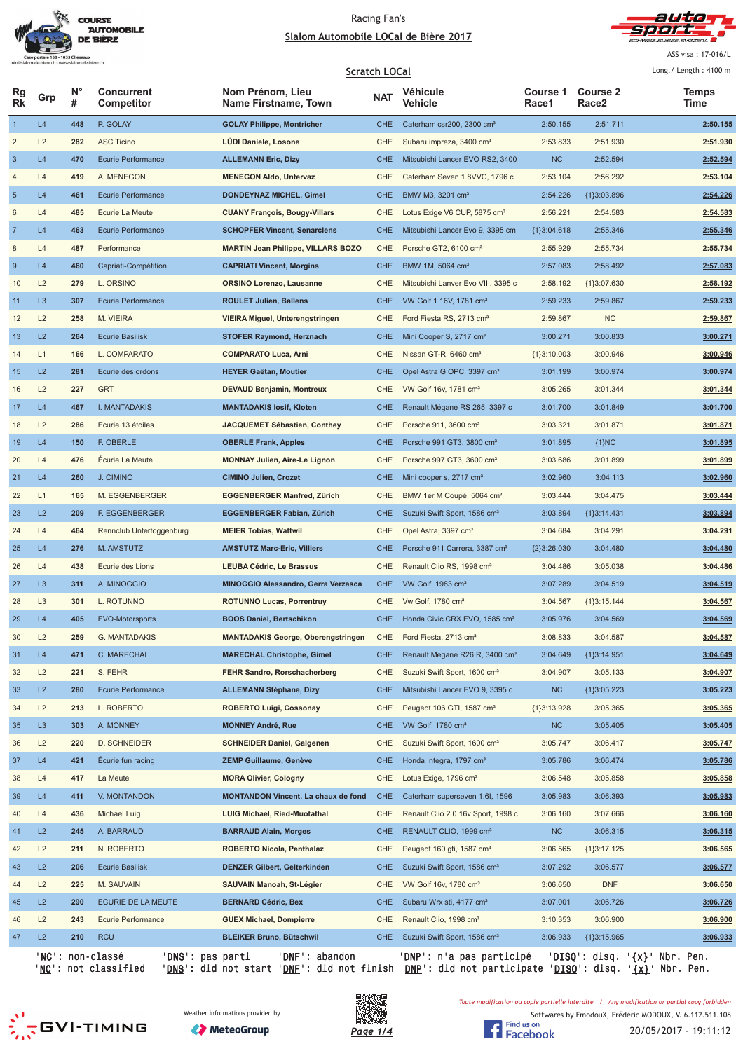Racing Fan's

**Slalom Automobile LOCal de Bière 2017**

ASS visa : 17-016/L

Long./ Length : 4100 m

## Scratch LOCal

| Rg Rk | Grp | N° # | Concurrent Competitor | Nom Prénom, Lieu Name Firstname, Town | NAT | Véhicule Vehicle | Course 1 Race1 | Course 2 Race2 | Temps Time |
|---|---|---|---|---|---|---|---|---|---|
| 1 | L4 | 448 | P. GOLAY | GOLAY Philippe, Montricher | CHE | Caterham csr200, 2300 cm³ | 2:50.155 | 2:51.711 | 2:50.155 |
| 2 | L2 | 282 | ASC Ticino | LÜDI Daniele, Losone | CHE | Subaru impreza, 3400 cm³ | 2:53.833 | 2:51.930 | 2:51.930 |
| 3 | L4 | 470 | Ecurie Performance | ALLEMANN Eric, Dizy | CHE | Mitsubishi Lancer EVO RS2, 3400 | NC | 2:52.594 | 2:52.594 |
| 4 | L4 | 419 | A. MENEGON | MENEGON Aldo, Untervaz | CHE | Caterham Seven 1.8VVC, 1796 c | 2:53.104 | 2:56.292 | 2:53.104 |
| 5 | L4 | 461 | Ecurie Performance | DONDEYNAZ MICHEL, Gimel | CHE | BMW M3, 3201 cm³ | 2:54.226 | {1}3:03.896 | 2:54.226 |
| 6 | L4 | 485 | Ecurie La Meute | CUANY François, Bougy-Villars | CHE | Lotus Exige V6 CUP, 5875 cm³ | 2:56.221 | 2:54.583 | 2:54.583 |
| 7 | L4 | 463 | Ecurie Performance | SCHOPFER Vincent, Senarclens | CHE | Mitsubishi Lancer Evo 9, 3395 cm | {1}3:04.618 | 2:55.346 | 2:55.346 |
| 8 | L4 | 487 | Performance | MARTIN Jean Philippe, VILLARS BOZO | CHE | Porsche GT2, 6100 cm³ | 2:55.929 | 2:55.734 | 2:55.734 |
| 9 | L4 | 460 | Capriati-Compétition | CAPRIATI Vincent, Morgins | CHE | BMW 1M, 5064 cm³ | 2:57.083 | 2:58.492 | 2:57.083 |
| 10 | L2 | 279 | L. ORSINO | ORSINO Lorenzo, Lausanne | CHE | Mitsubishi Lanver Evo VIII, 3395 c | 2:58.192 | {1}3:07.630 | 2:58.192 |
| 11 | L3 | 307 | Ecurie Performance | ROULET Julien, Ballens | CHE | VW Golf 1 16V, 1781 cm³ | 2:59.233 | 2:59.867 | 2:59.233 |
| 12 | L2 | 258 | M. VIEIRA | VIEIRA Miguel, Unterengstringen | CHE | Ford Fiesta RS, 2713 cm³ | 2:59.867 | NC | 2:59.867 |
| 13 | L2 | 264 | Ecurie Basilisk | STOFER Raymond, Herznach | CHE | Mini Cooper S, 2717 cm³ | 3:00.271 | 3:00.833 | 3:00.271 |
| 14 | L1 | 166 | L. COMPARATO | COMPARATO Luca, Arni | CHE | Nissan GT-R, 6460 cm³ | {1}3:10.003 | 3:00.946 | 3:00.946 |
| 15 | L2 | 281 | Ecurie des ordons | HEYER Gaëtan, Moutier | CHE | Opel Astra G OPC, 3397 cm³ | 3:01.199 | 3:00.974 | 3:00.974 |
| 16 | L2 | 227 | GRT | DEVAUD Benjamin, Montreux | CHE | VW Golf 16v, 1781 cm³ | 3:05.265 | 3:01.344 | 3:01.344 |
| 17 | L4 | 467 | I. MANTADAKIS | MANTADAKIS Iosif, Kloten | CHE | Renault Mégane RS 265, 3397 c | 3:01.700 | 3:01.849 | 3:01.700 |
| 18 | L2 | 286 | Ecurie 13 étoiles | JACQUEMET Sébastien, Conthey | CHE | Porsche 911, 3600 cm³ | 3:03.321 | 3:01.871 | 3:01.871 |
| 19 | L4 | 150 | F. OBERLE | OBERLE Frank, Apples | CHE | Porsche 991 GT3, 3800 cm³ | 3:01.895 | {1}NC | 3:01.895 |
| 20 | L4 | 476 | Écurie La Meute | MONNAY Julien, Aire-Le Lignon | CHE | Porsche 997 GT3, 3600 cm³ | 3:03.686 | 3:01.899 | 3:01.899 |
| 21 | L4 | 260 | J. CIMINO | CIMINO Julien, Crozet | CHE | Mini cooper s, 2717 cm³ | 3:02.960 | 3:04.113 | 3:02.960 |
| 22 | L1 | 165 | M. EGGENBERGER | EGGENBERGER Manfred, Zürich | CHE | BMW 1er M Coupé, 5064 cm³ | 3:03.444 | 3:04.475 | 3:03.444 |
| 23 | L2 | 209 | F. EGGENBERGER | EGGENBERGER Fabian, Zürich | CHE | Suzuki Swift Sport, 1586 cm³ | 3:03.894 | {1}3:14.431 | 3:03.894 |
| 24 | L4 | 464 | Rennclub Untertoggenburg | MEIER Tobias, Wattwil | CHE | Opel Astra, 3397 cm³ | 3:04.684 | 3:04.291 | 3:04.291 |
| 25 | L4 | 276 | M. AMSTUTZ | AMSTUTZ Marc-Eric, Villiers | CHE | Porsche 911 Carrera, 3387 cm³ | {2}3:26.030 | 3:04.480 | 3:04.480 |
| 26 | L4 | 438 | Ecurie des Lions | LEUBA Cédric, Le Brassus | CHE | Renault Clio RS, 1998 cm³ | 3:04.486 | 3:05.038 | 3:04.486 |
| 27 | L3 | 311 | A. MINOGGIO | MINOGGIO Alessandro, Gerra Verzasca | CHE | VW Golf, 1983 cm³ | 3:07.289 | 3:04.519 | 3:04.519 |
| 28 | L3 | 301 | L. ROTUNNO | ROTUNNO Lucas, Porrentruy | CHE | Vw Golf, 1780 cm³ | 3:04.567 | {1}3:15.144 | 3:04.567 |
| 29 | L4 | 405 | EVO-Motorsports | BOOS Daniel, Bertschikon | CHE | Honda Civic CRX EVO, 1585 cm³ | 3:05.976 | 3:04.569 | 3:04.569 |
| 30 | L2 | 259 | G. MANTADAKIS | MANTADAKIS George, Oberengstringen | CHE | Ford Fiesta, 2713 cm³ | 3:08.833 | 3:04.587 | 3:04.587 |
| 31 | L4 | 471 | C. MARECHAL | MARECHAL Christophe, Gimel | CHE | Renault Megane R26.R, 3400 cm³ | 3:04.649 | {1}3:14.951 | 3:04.649 |
| 32 | L2 | 221 | S. FEHR | FEHR Sandro, Rorschacherberg | CHE | Suzuki Swift Sport, 1600 cm³ | 3:04.907 | 3:05.133 | 3:04.907 |
| 33 | L2 | 280 | Ecurie Performance | ALLEMANN Stéphane, Dizy | CHE | Mitsubishi Lancer EVO 9, 3395 c | NC | {1}3:05.223 | 3:05.223 |
| 34 | L2 | 213 | L. ROBERTO | ROBERTO Luigi, Cossonay | CHE | Peugeot 106 GTI, 1587 cm³ | {1}3:13.928 | 3:05.365 | 3:05.365 |
| 35 | L3 | 303 | A. MONNEY | MONNEY André, Rue | CHE | VW Golf, 1780 cm³ | NC | 3:05.405 | 3:05.405 |
| 36 | L2 | 220 | D. SCHNEIDER | SCHNEIDER Daniel, Galgenen | CHE | Suzuki Swift Sport, 1600 cm³ | 3:05.747 | 3:06.417 | 3:05.747 |
| 37 | L4 | 421 | Écurie fun racing | ZEMP Guillaume, Genève | CHE | Honda Integra, 1797 cm³ | 3:05.786 | 3:06.474 | 3:05.786 |
| 38 | L4 | 417 | La Meute | MORA Olivier, Cologny | CHE | Lotus Exige, 1796 cm³ | 3:06.548 | 3:05.858 | 3:05.858 |
| 39 | L4 | 411 | V. MONTANDON | MONTANDON Vincent, La chaux de fond | CHE | Caterham superseven 1.6l, 1596 | 3:05.983 | 3:06.393 | 3:05.983 |
| 40 | L4 | 436 | Michael Luig | LUIG Michael, Ried-Muotathal | CHE | Renault Clio 2.0 16v Sport, 1998 c | 3:06.160 | 3:07.666 | 3:06.160 |
| 41 | L2 | 245 | A. BARRAUD | BARRAUD Alain, Morges | CHE | RENAULT CLIO, 1999 cm³ | NC | 3:06.315 | 3:06.315 |
| 42 | L2 | 211 | N. ROBERTO | ROBERTO Nicola, Penthalaz | CHE | Peugeot 160 gti, 1587 cm³ | 3:06.565 | {1}3:17.125 | 3:06.565 |
| 43 | L2 | 206 | Ecurie Basilisk | DENZER Gilbert, Gelterkinden | CHE | Suzuki Swift Sport, 1586 cm³ | 3:07.292 | 3:06.577 | 3:06.577 |
| 44 | L2 | 225 | M. SAUVAIN | SAUVAIN Manoah, St-Légier | CHE | VW Golf 16v, 1780 cm³ | 3:06.650 | DNF | 3:06.650 |
| 45 | L2 | 290 | ECURIE DE LA MEUTE | BERNARD Cédric, Bex | CHE | Subaru Wrx sti, 4177 cm³ | 3:07.001 | 3:06.726 | 3:06.726 |
| 46 | L2 | 243 | Ecurie Performance | GUEX Michael, Dompierre | CHE | Renault Clio, 1998 cm³ | 3:10.353 | 3:06.900 | 3:06.900 |
| 47 | L2 | 210 | RCU | BLEIKER Bruno, Bütschwil | CHE | Suzuki Swift Sport, 1586 cm³ | 3:06.933 | {1}3:15.965 | 3:06.933 |

'NC': non-classé 'DNS': pas parti 'DNF': abandon 'DNP': n'a pas participé 'DISQ': disq. '{x}' Nbr. Pen.
'NC': not classified 'DNS': did not start 'DNF': did not finish 'DNP': did not participate 'DISQ': disq. '{x}' Nbr. Pen.

Weather informations provided by MeteoGroup

Toute modification ou copie partielle interdite / Any modification or partial copy forbidden

Softwares by FmodouX, Frédéric MODOUX, V. 6.112.511.108

20/05/2017 - 19:11:12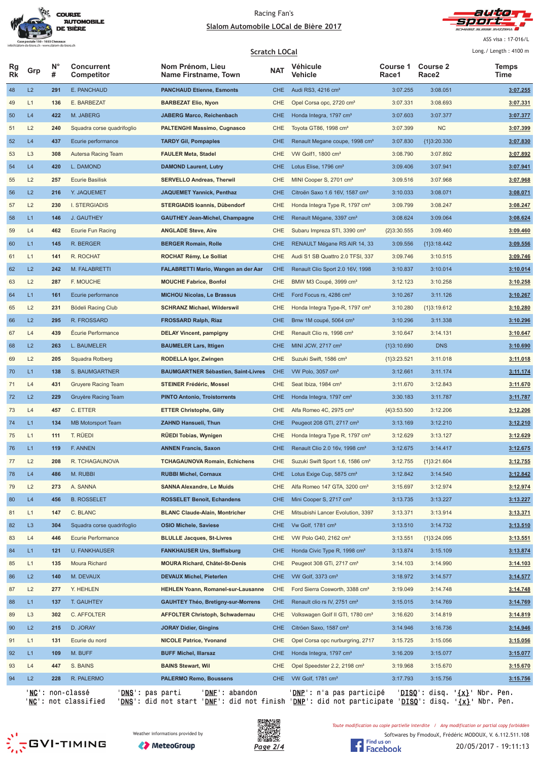Racing Fan's

Slalom Automobile LOCal de Bière 2017

ASS visa : 17-016/L

Long./ Length : 4100 m

## Scratch LOCal

| Rg Rk | Grp | N° # | Concurrent Competitor | Nom Prénom, Lieu Name Firstname, Town | NAT | Véhicule Vehicle | Course 1 Race1 | Course 2 Race2 | Temps Time |
|---|---|---|---|---|---|---|---|---|---|
| 48 | L2 | 291 | E. PANCHAUD | PANCHAUD Etienne, Esmonts | CHE | Audi RS3, 4216 cm³ | 3:07.255 | 3:08.051 | 3:07.255 |
| 49 | L1 | 136 | E. BARBEZAT | BARBEZAT Elio, Nyon | CHE | Opel Corsa opc, 2720 cm³ | 3:07.331 | 3:08.693 | 3:07.331 |
| 50 | L4 | 422 | M. JABERG | JABERG Marco, Reichenbach | CHE | Honda Integra, 1797 cm³ | 3:07.603 | 3:07.377 | 3:07.377 |
| 51 | L2 | 240 | Squadra corse quadrifoglio | PALTENGHI Massimo, Cugnasco | CHE | Toyota GT86, 1998 cm³ | 3:07.399 | NC | 3:07.399 |
| 52 | L4 | 437 | Ecurie performance | TARDY Gil, Pompaples | CHE | Renault Megane coupe, 1998 cm³ | 3:07.830 | {1}3:20.330 | 3:07.830 |
| 53 | L3 | 308 | Autersa Racing Team | FAULER Meta, Stadel | CHE | VW Golf1, 1800 cm³ | 3:08.790 | 3:07.892 | 3:07.892 |
| 54 | L4 | 420 | L. DAMOND | DAMOND Laurent, Lutry | CHE | Lotus Elise, 1796 cm³ | 3:09.406 | 3:07.941 | 3:07.941 |
| 55 | L2 | 257 | Ecurie Basilisk | SERVELLO Andreas, Therwil | CHE | MINI Cooper S, 2701 cm³ | 3:09.516 | 3:07.968 | 3:07.968 |
| 56 | L2 | 216 | Y. JAQUEMET | JAQUEMET Yannick, Penthaz | CHE | Citroën Saxo 1.6 16V, 1587 cm³ | 3:10.033 | 3:08.071 | 3:08.071 |
| 57 | L2 | 230 | I. STERGIADIS | STERGIADIS Ioannis, Dübendorf | CHE | Honda Integra Type R, 1797 cm³ | 3:09.799 | 3:08.247 | 3:08.247 |
| 58 | L1 | 146 | J. GAUTHEY | GAUTHEY Jean-Michel, Champagne | CHE | Renault Mégane, 3397 cm³ | 3:08.624 | 3:09.064 | 3:08.624 |
| 59 | L4 | 462 | Ecurie Fun Racing | ANGLADE Steve, Aïre | CHE | Subaru Impreza STI, 3390 cm³ | {2}3:30.555 | 3:09.460 | 3:09.460 |
| 60 | L1 | 145 | R. BERGER | BERGER Romain, Rolle | CHE | RENAULT Mégane RS AIR 14, 33 | 3:09.556 | {1}3:18.442 | 3:09.556 |
| 61 | L1 | 141 | R. ROCHAT | ROCHAT Rémy, Le Solliat | CHE | Audi S1 SB Quattro 2.0 TFSI, 337 | 3:09.746 | 3:10.515 | 3:09.746 |
| 62 | L2 | 242 | M. FALABRETTI | FALABRETTI Mario, Wangen an der Aar | CHE | Renault Clio Sport 2.0 16V, 1998 | 3:10.837 | 3:10.014 | 3:10.014 |
| 63 | L2 | 287 | F. MOUCHE | MOUCHE Fabrice, Bonfol | CHE | BMW M3 Coupé, 3999 cm³ | 3:12.123 | 3:10.258 | 3:10.258 |
| 64 | L1 | 161 | Ecurie performance | MICHOU Nicolas, Le Brassus | CHE | Ford Focus rs, 4286 cm³ | 3:10.267 | 3:11.126 | 3:10.267 |
| 65 | L2 | 231 | Bödeli Racing Club | SCHRANZ Michael, Wilderswil | CHE | Honda Integra Type-R, 1797 cm³ | 3:10.280 | {1}3:19.612 | 3:10.280 |
| 66 | L2 | 295 | R. FROSSARD | FROSSARD Ralph, Riaz | CHE | Bmw 1M coupé, 5064 cm³ | 3:10.296 | 3:11.338 | 3:10.296 |
| 67 | L4 | 439 | Écurie Performance | DELAY Vincent, pampigny | CHE | Renault Clio rs, 1998 cm³ | 3:10.647 | 3:14.131 | 3:10.647 |
| 68 | L2 | 263 | L. BAUMELER | BAUMELER Lars, Ittigen | CHE | MINI JCW, 2717 cm³ | {1}3:10.690 | DNS | 3:10.690 |
| 69 | L2 | 205 | Squadra Rotberg | RODELLA Igor, Zwingen | CHE | Suzuki Swift, 1586 cm³ | {1}3:23.521 | 3:11.018 | 3:11.018 |
| 70 | L1 | 138 | S. BAUMGARTNER | BAUMGARTNER Sébastien, Saint-Livres | CHE | VW Polo, 3057 cm³ | 3:12.661 | 3:11.174 | 3:11.174 |
| 71 | L4 | 431 | Gruyere Racing Team | STEINER Frédéric, Mossel | CHE | Seat Ibiza, 1984 cm³ | 3:11.670 | 3:12.843 | 3:11.670 |
| 72 | L2 | 229 | Gruyère Racing Team | PINTO Antonio, Troistorrents | CHE | Honda Integra, 1797 cm³ | 3:30.183 | 3:11.787 | 3:11.787 |
| 73 | L4 | 457 | C. ETTER | ETTER Christophe, Gilly | CHE | Alfa Romeo 4C, 2975 cm³ | {4}3:53.500 | 3:12.206 | 3:12.206 |
| 74 | L1 | 134 | MB Motorsport Team | ZAHND Hansueli, Thun | CHE | Peugeot 208 GTI, 2717 cm³ | 3:13.169 | 3:12.210 | 3:12.210 |
| 75 | L1 | 111 | T. RÜEDI | RÜEDI Tobias, Wynigen | CHE | Honda Integra Type R, 1797 cm³ | 3:12.629 | 3:13.127 | 3:12.629 |
| 76 | L1 | 119 | F. ANNEN | ANNEN Francis, Saxon | CHE | Renault Clio 2.0 16v, 1998 cm³ | 3:12.675 | 3:14.417 | 3:12.675 |
| 77 | L2 | 208 | R. TCHAGAUNOVA | TCHAGAUNOVA Romain, Echichens | CHE | Suzuki Swift Sport 1.6, 1586 cm³ | 3:12.755 | {1}3:21.604 | 3:12.755 |
| 78 | L4 | 486 | M. RUBBI | RUBBI Michel, Cornaux | CHE | Lotus Exige Cup, 5875 cm³ | 3:12.842 | 3:14.540 | 3:12.842 |
| 79 | L2 | 273 | A. SANNA | SANNA Alexandre, Le Muids | CHE | Alfa Romeo 147 GTA, 3200 cm³ | 3:15.697 | 3:12.974 | 3:12.974 |
| 80 | L4 | 456 | B. ROSSELET | ROSSELET Benoit, Echandens | CHE | Mini Cooper S, 2717 cm³ | 3:13.735 | 3:13.227 | 3:13.227 |
| 81 | L1 | 147 | C. BLANC | BLANC Claude-Alain, Montricher | CHE | Mitsubishi Lancer Evolution, 3397 | 3:13.371 | 3:13.914 | 3:13.371 |
| 82 | L3 | 304 | Squadra corse quadrifoglio | OSIO Michele, Saviese | CHE | Vw Golf, 1781 cm³ | 3:13.510 | 3:14.732 | 3:13.510 |
| 83 | L4 | 446 | Ecurie Performance | BLULLE Jacques, St-Livres | CHE | VW Polo G40, 2162 cm³ | 3:13.551 | {1}3:24.095 | 3:13.551 |
| 84 | L1 | 121 | U. FANKHAUSER | FANKHAUSER Urs, Steffisburg | CHE | Honda Civic Type R, 1998 cm³ | 3:13.874 | 3:15.109 | 3:13.874 |
| 85 | L1 | 135 | Moura Richard | MOURA Richard, Châtel-St-Denis | CHE | Peugeot 308 GTi, 2717 cm³ | 3:14.103 | 3:14.990 | 3:14.103 |
| 86 | L2 | 140 | M. DEVAUX | DEVAUX Michel, Pieterlen | CHE | VW Golf, 3373 cm³ | 3:18.972 | 3:14.577 | 3:14.577 |
| 87 | L2 | 277 | Y. HEHLEN | HEHLEN Yoann, Romanel-sur-Lausanne | CHE | Ford Sierra Cosworth, 3388 cm³ | 3:19.049 | 3:14.748 | 3:14.748 |
| 88 | L1 | 137 | T. GAUHTEY | GAUHTEY Théo, Bretigny-sur-Morrens | CHE | Renault clio rs IV, 2751 cm³ | 3:15.015 | 3:14.769 | 3:14.769 |
| 89 | L3 | 302 | C. AFFOLTER | AFFOLTER Christoph, Schwadernau | CHE | Volkswagen Golf II GTI, 1780 cm³ | 3:16.620 | 3:14.819 | 3:14.819 |
| 90 | L2 | 215 | D. JORAY | JORAY Didier, Gingins | CHE | Citröen Saxo, 1587 cm³ | 3:14.946 | 3:16.736 | 3:14.946 |
| 91 | L1 | 131 | Ecurie du nord | NICOLE Patrice, Yvonand | CHE | Opel Corsa opc nurburgring, 2717 | 3:15.725 | 3:15.056 | 3:15.056 |
| 92 | L1 | 109 | M. BUFF | BUFF Michel, Illarsaz | CHE | Honda Integra, 1797 cm³ | 3:16.209 | 3:15.077 | 3:15.077 |
| 93 | L4 | 447 | S. BAINS | BAINS Stewart, Wil | CHE | Opel Speedster 2.2, 2198 cm³ | 3:19.968 | 3:15.670 | 3:15.670 |
| 94 | L2 | 228 | R. PALERMO | PALERMO Remo, Boussens | CHE | VW Golf, 1781 cm³ | 3:17.793 | 3:15.756 | 3:15.756 |

'NC': non-classé 'DNS': pas parti 'DNF': abandon 'DNP': n'a pas participé 'DISQ': disq. '{x}' Nbr. Pen.
'NC': not classified 'DNS': did not start 'DNF': did not finish 'DNP': did not participate 'DISQ': disq. '{x}' Nbr. Pen.

Toute modification ou copie partielle interdite / Any modification or partial copy forbidden

Softwares by FmodouX, Frédéric MODOUX, V. 6.112.511.108

20/05/2017 - 19:11:13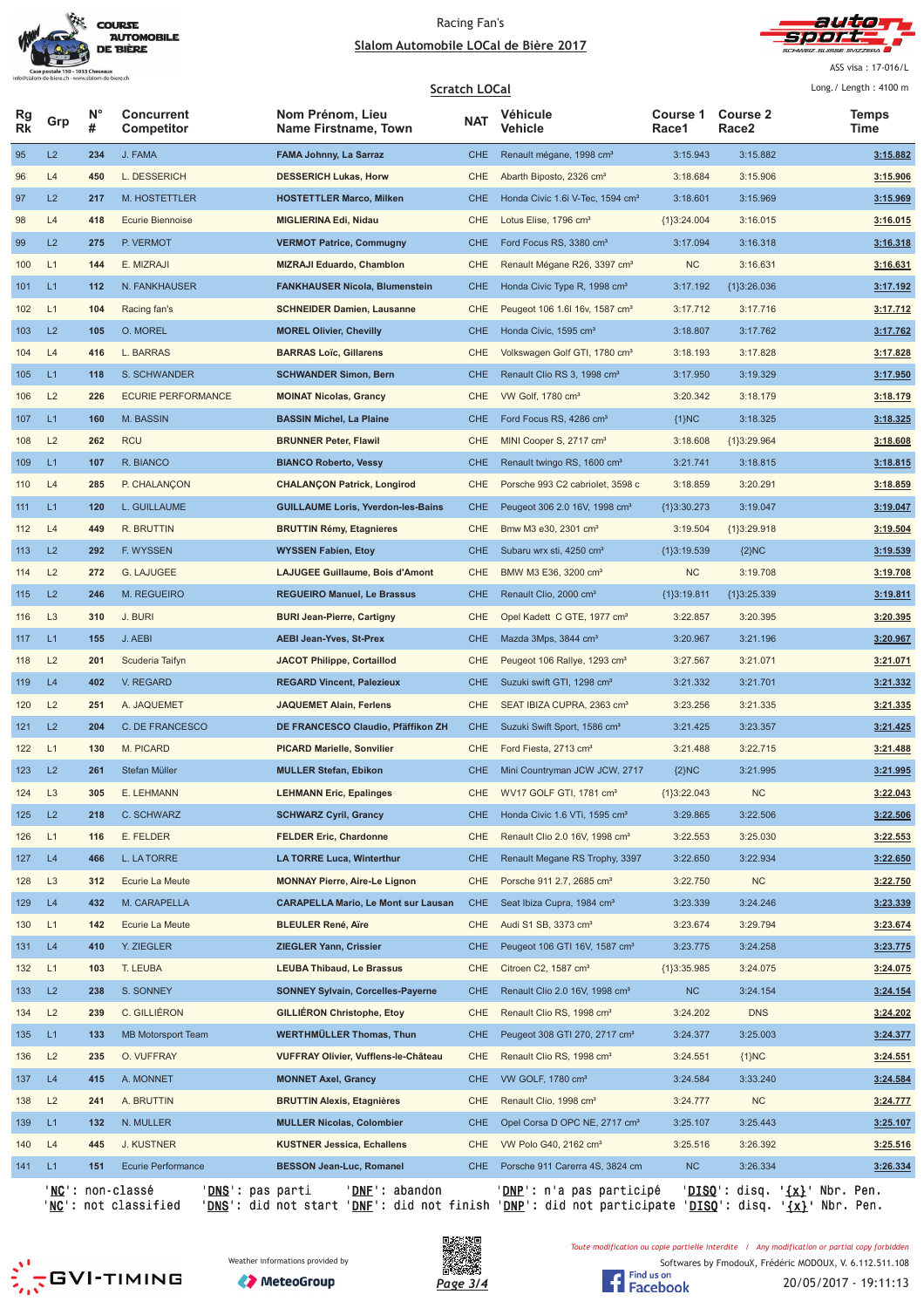Racing Fan's

**Slalom Automobile LOCal de Bière 2017**

ASS visa : 17-016/L

**Scratch LOCal**

Long./ Length : 4100 m

| Rg Rk | Grp | N° # | Concurrent Competitor | Nom Prénom, Lieu Name Firstname, Town | NAT | Véhicule Vehicle | Course 1 Race1 | Course 2 Race2 | Temps Time |
|---|---|---|---|---|---|---|---|---|---|
| 95 | L2 | 234 | J. FAMA | **FAMA Johnny, La Sarraz** | CHE | Renault mégane, 1998 cm³ | 3:15.943 | 3:15.882 | 3:15.882 |
| 96 | L4 | 450 | L. DESSERICH | **DESSERICH Lukas, Horw** | CHE | Abarth Biposto, 2326 cm³ | 3:18.684 | 3:15.906 | 3:15.906 |
| 97 | L2 | 217 | M. HOSTETTLER | **HOSTETTLER Marco, Milken** | CHE | Honda Civic 1.6i V-Tec, 1594 cm³ | 3:18.601 | 3:15.969 | 3:15.969 |
| 98 | L4 | 418 | Ecurie Biennoise | **MIGLIERINA Edi, Nidau** | CHE | Lotus Elise, 1796 cm³ | {1}3:24.004 | 3:16.015 | 3:16.015 |
| 99 | L2 | 275 | P. VERMOT | **VERMOT Patrice, Commugny** | CHE | Ford Focus RS, 3380 cm³ | 3:17.094 | 3:16.318 | 3:16.318 |
| 100 | L1 | 144 | E. MIZRAJI | **MIZRAJI Eduardo, Chamblon** | CHE | Renault Mégane R26, 3397 cm³ | NC | 3:16.631 | 3:16.631 |
| 101 | L1 | 112 | N. FANKHAUSER | **FANKHAUSER Nicola, Blumenstein** | CHE | Honda Civic Type R, 1998 cm³ | 3:17.192 | {1}3:26.036 | 3:17.192 |
| 102 | L1 | 104 | Racing fan's | **SCHNEIDER Damien, Lausanne** | CHE | Peugeot 106 1.6l 16v, 1587 cm³ | 3:17.712 | 3:17.716 | 3:17.712 |
| 103 | L2 | 105 | O. MOREL | **MOREL Olivier, Chevilly** | CHE | Honda Civic, 1595 cm³ | 3:18.807 | 3:17.762 | 3:17.762 |
| 104 | L4 | 416 | L. BARRAS | **BARRAS Loïc, Gillarens** | CHE | Volkswagen Golf GTI, 1780 cm³ | 3:18.193 | 3:17.828 | 3:17.828 |
| 105 | L1 | 118 | S. SCHWANDER | **SCHWANDER Simon, Bern** | CHE | Renault Clio RS 3, 1998 cm³ | 3:17.950 | 3:19.329 | 3:17.950 |
| 106 | L2 | 226 | ECURIE PERFORMANCE | **MOINAT Nicolas, Grancy** | CHE | VW Golf, 1780 cm³ | 3:20.342 | 3:18.179 | 3:18.179 |
| 107 | L1 | 160 | M. BASSIN | **BASSIN Michel, La Plaine** | CHE | Ford Focus RS, 4286 cm³ | {1}NC | 3:18.325 | 3:18.325 |
| 108 | L2 | 262 | RCU | **BRUNNER Peter, Flawil** | CHE | MINI Cooper S, 2717 cm³ | 3:18.608 | {1}3:29.964 | 3:18.608 |
| 109 | L1 | 107 | R. BIANCO | **BIANCO Roberto, Vessy** | CHE | Renault twingo RS, 1600 cm³ | 3:21.741 | 3:18.815 | 3:18.815 |
| 110 | L4 | 285 | P. CHALANÇON | **CHALANÇON Patrick, Longirod** | CHE | Porsche 993 C2 cabriolet, 3598 c | 3:18.859 | 3:20.291 | 3:18.859 |
| 111 | L1 | 120 | L. GUILLAUME | **GUILLAUME Loris, Yverdon-les-Bains** | CHE | Peugeot 306 2.0 16V, 1998 cm³ | {1}3:30.273 | 3:19.047 | 3:19.047 |
| 112 | L4 | 449 | R. BRUTTIN | **BRUTTIN Rémy, Etagnieres** | CHE | Bmw M3 e30, 2301 cm³ | 3:19.504 | {1}3:29.918 | 3:19.504 |
| 113 | L2 | 292 | F. WYSSEN | **WYSSEN Fabien, Etoy** | CHE | Subaru wrx sti, 4250 cm³ | {1}3:19.539 | {2}NC | 3:19.539 |
| 114 | L2 | 272 | G. LAJUGEE | **LAJUGEE Guillaume, Bois d'Amont** | CHE | BMW M3 E36, 3200 cm³ | NC | 3:19.708 | 3:19.708 |
| 115 | L2 | 246 | M. REGUEIRO | **REGUEIRO Manuel, Le Brassus** | CHE | Renault Clio, 2000 cm³ | {1}3:19.811 | {1}3:25.339 | 3:19.811 |
| 116 | L3 | 310 | J. BURI | **BURI Jean-Pierre, Cartigny** | CHE | Opel Kadett C GTE, 1977 cm³ | 3:22.857 | 3:20.395 | 3:20.395 |
| 117 | L1 | 155 | J. AEBI | **AEBI Jean-Yves, St-Prex** | CHE | Mazda 3Mps, 3844 cm³ | 3:20.967 | 3:21.196 | 3:20.967 |
| 118 | L2 | 201 | Scuderia Taifyn | **JACOT Philippe, Cortaillod** | CHE | Peugeot 106 Rallye, 1293 cm³ | 3:27.567 | 3:21.071 | 3:21.071 |
| 119 | L4 | 402 | V. REGARD | **REGARD Vincent, Palezieux** | CHE | Suzuki swift GTI, 1298 cm³ | 3:21.332 | 3:21.701 | 3:21.332 |
| 120 | L2 | 251 | A. JAQUEMET | **JAQUEMET Alain, Ferlens** | CHE | SEAT IBIZA CUPRA, 2363 cm³ | 3:23.256 | 3:21.335 | 3:21.335 |
| 121 | L2 | 204 | C. DE FRANCESCO | **DE FRANCESCO Claudio, Pfäffikon ZH** | CHE | Suzuki Swift Sport, 1586 cm³ | 3:21.425 | 3:23.357 | 3:21.425 |
| 122 | L1 | 130 | M. PICARD | **PICARD Marielle, Sonvilier** | CHE | Ford Fiesta, 2713 cm³ | 3:21.488 | 3:22.715 | 3:21.488 |
| 123 | L2 | 261 | Stefan Müller | **MULLER Stefan, Ebikon** | CHE | Mini Countryman JCW JCW, 2717 | {2}NC | 3:21.995 | 3:21.995 |
| 124 | L3 | 305 | E. LEHMANN | **LEHMANN Eric, Epalinges** | CHE | WV17 GOLF GTI, 1781 cm³ | {1}3:22.043 | NC | 3:22.043 |
| 125 | L2 | 218 | C. SCHWARZ | **SCHWARZ Cyril, Grancy** | CHE | Honda Civic 1.6 VTi, 1595 cm³ | 3:29.865 | 3:22.506 | 3:22.506 |
| 126 | L1 | 116 | E. FELDER | **FELDER Eric, Chardonne** | CHE | Renault Clio 2.0 16V, 1998 cm³ | 3:22.553 | 3:25.030 | 3:22.553 |
| 127 | L4 | 466 | L. LA TORRE | **LA TORRE Luca, Winterthur** | CHE | Renault Megane RS Trophy, 3397 | 3:22.650 | 3:22.934 | 3:22.650 |
| 128 | L3 | 312 | Ecurie La Meute | **MONNAY Pierre, Aire-Le Lignon** | CHE | Porsche 911 2.7, 2685 cm³ | 3:22.750 | NC | 3:22.750 |
| 129 | L4 | 432 | M. CARAPELLA | **CARAPELLA Mario, Le Mont sur Lausan** | CHE | Seat Ibiza Cupra, 1984 cm³ | 3:23.339 | 3:24.246 | 3:23.339 |
| 130 | L1 | 142 | Ecurie La Meute | **BLEULER René, Aïre** | CHE | Audi S1 SB, 3373 cm³ | 3:23.674 | 3:29.794 | 3:23.674 |
| 131 | L4 | 410 | Y. ZIEGLER | **ZIEGLER Yann, Crissier** | CHE | Peugeot 106 GTI 16V, 1587 cm³ | 3:23.775 | 3:24.258 | 3:23.775 |
| 132 | L1 | 103 | T. LEUBA | **LEUBA Thibaud, Le Brassus** | CHE | Citroen C2, 1587 cm³ | {1}3:35.985 | 3:24.075 | 3:24.075 |
| 133 | L2 | 238 | S. SONNEY | **SONNEY Sylvain, Corcelles-Payerne** | CHE | Renault Clio 2.0 16V, 1998 cm³ | NC | 3:24.154 | 3:24.154 |
| 134 | L2 | 239 | C. GILLIÉRON | **GILLIÉRON Christophe, Etoy** | CHE | Renault Clio RS, 1998 cm³ | 3:24.202 | DNS | 3:24.202 |
| 135 | L1 | 133 | MB Motorsport Team | **WERTHMÜLLER Thomas, Thun** | CHE | Peugeot 308 GTI 270, 2717 cm³ | 3:24.377 | 3:25.003 | 3:24.377 |
| 136 | L2 | 235 | O. VUFFRAY | **VUFFRAY Olivier, Vufflens-le-Château** | CHE | Renault Clio RS, 1998 cm³ | 3:24.551 | {1}NC | 3:24.551 |
| 137 | L4 | 415 | A. MONNET | **MONNET Axel, Grancy** | CHE | VW GOLF, 1780 cm³ | 3:24.584 | 3:33.240 | 3:24.584 |
| 138 | L2 | 241 | A. BRUTTIN | **BRUTTIN Alexis, Etagnières** | CHE | Renault Clio, 1998 cm³ | 3:24.777 | NC | 3:24.777 |
| 139 | L1 | 132 | N. MULLER | **MULLER Nicolas, Colombier** | CHE | Opel Corsa D OPC NE, 2717 cm³ | 3:25.107 | 3:25.443 | 3:25.107 |
| 140 | L4 | 445 | J. KUSTNER | **KUSTNER Jessica, Echallens** | CHE | VW Polo G40, 2162 cm³ | 3:25.516 | 3:26.392 | 3:25.516 |
| 141 | L1 | 151 | Ecurie Performance | **BESSON Jean-Luc, Romanel** | CHE | Porsche 911 Carrera 4S, 3824 cm | NC | 3:26.334 | 3:26.334 |

'NC': non-classé 'DNS': pas parti 'DNF': abandon 'DNP': n'a pas participé 'DISQ': disq. '{x}' Nbr. Pen.
'NC': not classified 'DNS': did not start 'DNF': did not finish 'DNP': did not participate 'DISQ': disq. '{x}' Nbr. Pen.

Weather informations provided by MeteoGroup

Toute modification ou copie partielle interdite / Any modification or partial copy forbidden

Softwares by FmodouX, Frédéric MODOUX, V. 6.112.511.108

20/05/2017 - 19:11:13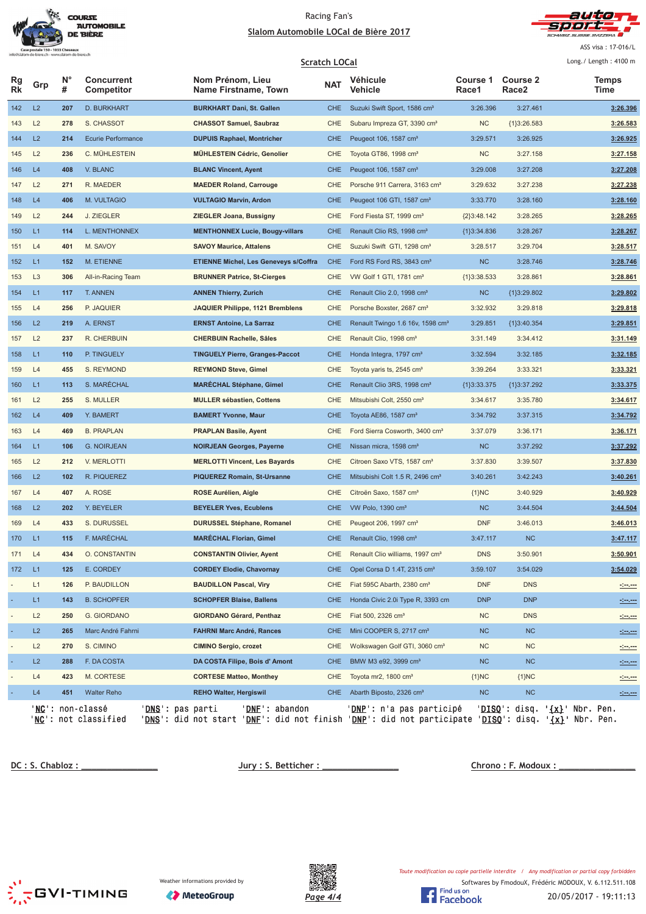Racing Fan's

Slalom Automobile LOCal de Bière 2017

ASS visa : 17-016/L

Long./ Length : 4100 m

## Scratch LOCal

| Rg Rk | Grp | N° # | Concurrent Competitor | Nom Prénom, Lieu Name Firstname, Town | NAT | Véhicule Vehicle | Course 1 Race1 | Course 2 Race2 | Temps Time |
|---|---|---|---|---|---|---|---|---|---|
| 142 | L2 | 207 | D. BURKHART | **BURKHART Dani, St. Gallen** | CHE | Suzuki Swift Sport, 1586 cm³ | 3:26.396 | 3:27.461 | **3:26.396** |
| 143 | L2 | 278 | S. CHASSOT | **CHASSOT Samuel, Saubraz** | CHE | Subaru Impreza GT, 3390 cm³ | NC | {1}3:26.583 | **3:26.583** |
| 144 | L2 | 214 | Ecurie Performance | **DUPUIS Raphael, Montricher** | CHE | Peugeot 106, 1587 cm³ | 3:29.571 | 3:26.925 | **3:26.925** |
| 145 | L2 | 236 | C. MÜHLESTEIN | **MÜHLESTEIN Cédric, Genolier** | CHE | Toyota GT86, 1998 cm³ | NC | 3:27.158 | **3:27.158** |
| 146 | L4 | 408 | V. BLANC | **BLANC Vincent, Ayent** | CHE | Peugeot 106, 1587 cm³ | 3:29.008 | 3:27.208 | **3:27.208** |
| 147 | L2 | 271 | R. MAEDER | **MAEDER Roland, Carrouge** | CHE | Porsche 911 Carrera, 3163 cm³ | 3:29.632 | 3:27.238 | **3:27.238** |
| 148 | L4 | 406 | M. VULTAGIO | **VULTAGIO Marvin, Ardon** | CHE | Peugeot 106 GTI, 1587 cm³ | 3:33.770 | 3:28.160 | **3:28.160** |
| 149 | L2 | 244 | J. ZIEGLER | **ZIEGLER Joana, Bussigny** | CHE | Ford Fiesta ST, 1999 cm³ | {2}3:48.142 | 3:28.265 | **3:28.265** |
| 150 | L1 | 114 | L. MENTHONNEX | **MENTHONNEX Lucie, Bougy-villars** | CHE | Renault Clio RS, 1998 cm³ | {1}3:34.836 | 3:28.267 | **3:28.267** |
| 151 | L4 | 401 | M. SAVOY | **SAVOY Maurice, Attalens** | CHE | Suzuki Swift GTI, 1298 cm³ | 3:28.517 | 3:29.704 | **3:28.517** |
| 152 | L1 | 152 | M. ETIENNE | **ETIENNE Michel, Les Geneveys s/Coffra** | CHE | Ford RS Ford RS, 3843 cm³ | NC | 3:28.746 | **3:28.746** |
| 153 | L3 | 306 | All-in-Racing Team | **BRUNNER Patrice, St-Cierges** | CHE | VW Golf 1 GTI, 1781 cm³ | {1}3:38.533 | 3:28.861 | **3:28.861** |
| 154 | L1 | 117 | T. ANNEN | **ANNEN Thierry, Zurich** | CHE | Renault Clio 2.0, 1998 cm³ | NC | {1}3:29.802 | **3:29.802** |
| 155 | L4 | 256 | P. JAQUIER | **JAQUIER Philippe, 1121 Bremblens** | CHE | Porsche Boxster, 2687 cm³ | 3:32.932 | 3:29.818 | **3:29.818** |
| 156 | L2 | 219 | A. ERNST | **ERNST Antoine, La Sarraz** | CHE | Renault Twingo 1.6 16v, 1598 cm³ | 3:29.851 | {1}3:40.354 | **3:29.851** |
| 157 | L2 | 237 | R. CHERBUIN | **CHERBUIN Rachelle, Sâles** | CHE | Renault Clio, 1998 cm³ | 3:31.149 | 3:34.412 | **3:31.149** |
| 158 | L1 | 110 | P. TINGUELY | **TINGUELY Pierre, Granges-Paccot** | CHE | Honda Integra, 1797 cm³ | 3:32.594 | 3:32.185 | **3:32.185** |
| 159 | L4 | 455 | S. REYMOND | **REYMOND Steve, Gimel** | CHE | Toyota yaris ts, 2545 cm³ | 3:39.264 | 3:33.321 | **3:33.321** |
| 160 | L1 | 113 | S. MARÉCHAL | **MARÉCHAL Stéphane, Gimel** | CHE | Renault Clio 3RS, 1998 cm³ | {1}3:33.375 | {1}3:37.292 | **3:33.375** |
| 161 | L2 | 255 | S. MULLER | **MULLER sébastien, Cottens** | CHE | Mitsubishi Colt, 2550 cm³ | 3:34.617 | 3:35.780 | **3:34.617** |
| 162 | L4 | 409 | Y. BAMERT | **BAMERT Yvonne, Maur** | CHE | Toyota AE86, 1587 cm³ | 3:34.792 | 3:37.315 | **3:34.792** |
| 163 | L4 | 469 | B. PRAPLAN | **PRAPLAN Basile, Ayent** | CHE | Ford Sierra Cosworth, 3400 cm³ | 3:37.079 | 3:36.171 | **3:36.171** |
| 164 | L1 | 106 | G. NOIRJEAN | **NOIRJEAN Georges, Payerne** | CHE | Nissan micra, 1598 cm³ | NC | 3:37.292 | **3:37.292** |
| 165 | L2 | 212 | V. MERLOTTI | **MERLOTTI Vincent, Les Bayards** | CHE | Citroen Saxo VTS, 1587 cm³ | 3:37.830 | 3:39.507 | **3:37.830** |
| 166 | L2 | 102 | R. PIQUEREZ | **PIQUEREZ Romain, St-Ursanne** | CHE | Mitsubishi Colt 1.5 R, 2496 cm³ | 3:40.261 | 3:42.243 | **3:40.261** |
| 167 | L4 | 407 | A. ROSE | **ROSE Aurélien, Aigle** | CHE | Citroën Saxo, 1587 cm³ | {1}NC | 3:40.929 | **3:40.929** |
| 168 | L2 | 202 | Y. BEYELER | **BEYELER Yves, Ecublens** | CHE | VW Polo, 1390 cm³ | NC | 3:44.504 | **3:44.504** |
| 169 | L4 | 433 | S. DURUSSEL | **DURUSSEL Stéphane, Romanel** | CHE | Peugeot 206, 1997 cm³ | DNF | 3:46.013 | **3:46.013** |
| 170 | L1 | 115 | F. MARÉCHAL | **MARÉCHAL Florian, Gimel** | CHE | Renault Clio, 1998 cm³ | 3:47.117 | NC | **3:47.117** |
| 171 | L4 | 434 | O. CONSTANTIN | **CONSTANTIN Olivier, Ayent** | CHE | Renault Clio williams, 1997 cm³ | DNS | 3:50.901 | **3:50.901** |
| 172 | L1 | 125 | E. CORDEY | **CORDEY Elodie, Chavornay** | CHE | Opel Corsa D 1.4T, 2315 cm³ | 3:59.107 | 3:54.029 | **3:54.029** |
| - | L1 | 126 | P. BAUDILLON | **BAUDILLON Pascal, Viry** | CHE | Fiat 595C Abarth, 2380 cm³ | DNF | DNS | -:--.--- |
| - | L1 | 143 | B. SCHOPFER | **SCHOPFER Blaise, Ballens** | CHE | Honda Civic 2.0i Type R, 3393 cm | DNP | DNP | -:--.--- |
| - | L2 | 250 | G. GIORDANO | **GIORDANO Gérard, Penthaz** | CHE | Fiat 500, 2326 cm³ | NC | DNS | -:--.--- |
| - | L2 | 265 | Marc André Fahrni | **FAHRNI Marc André, Rances** | CHE | Mini COOPER S, 2717 cm³ | NC | NC | -:--.--- |
| - | L2 | 270 | S. CIMINO | **CIMINO Sergio, crozet** | CHE | Wolkswagen Golf GTI, 3060 cm³ | NC | NC | -:--.--- |
| - | L2 | 288 | F. DA COSTA | **DA COSTA Filipe, Bois d' Amont** | CHE | BMW M3 e92, 3999 cm³ | NC | NC | -:--.--- |
| - | L4 | 423 | M. CORTESE | **CORTESE Matteo, Monthey** | CHE | Toyota mr2, 1800 cm³ | {1}NC | {1}NC | -:--.--- |
| - | L4 | 451 | Walter Reho | **REHO Walter, Hergiswil** | CHE | Abarth Biposto, 2326 cm³ | NC | NC | -:--.--- |

'NC': non-classé 'DNS': pas parti 'DNF': abandon 'DNP': n'a pas participé 'DISQ': disq. '{x}' Nbr. Pen.
'NC': not classified 'DNS': did not start 'DNF': did not finish 'DNP': did not participate 'DISQ': disq. '{x}' Nbr. Pen.

DC : S. Chabloz : _______________ Jury : S. Betticher : _______________ Chrono : F. Modoux : _______________

Weather informations provided by MeteoGroup

*Toute modification ou copie partielle interdite / Any modification or partial copy forbidden*

Softwares by FmodouX, Frédéric MODOUX, V. 6.112.511.108

20/05/2017 - 19:11:13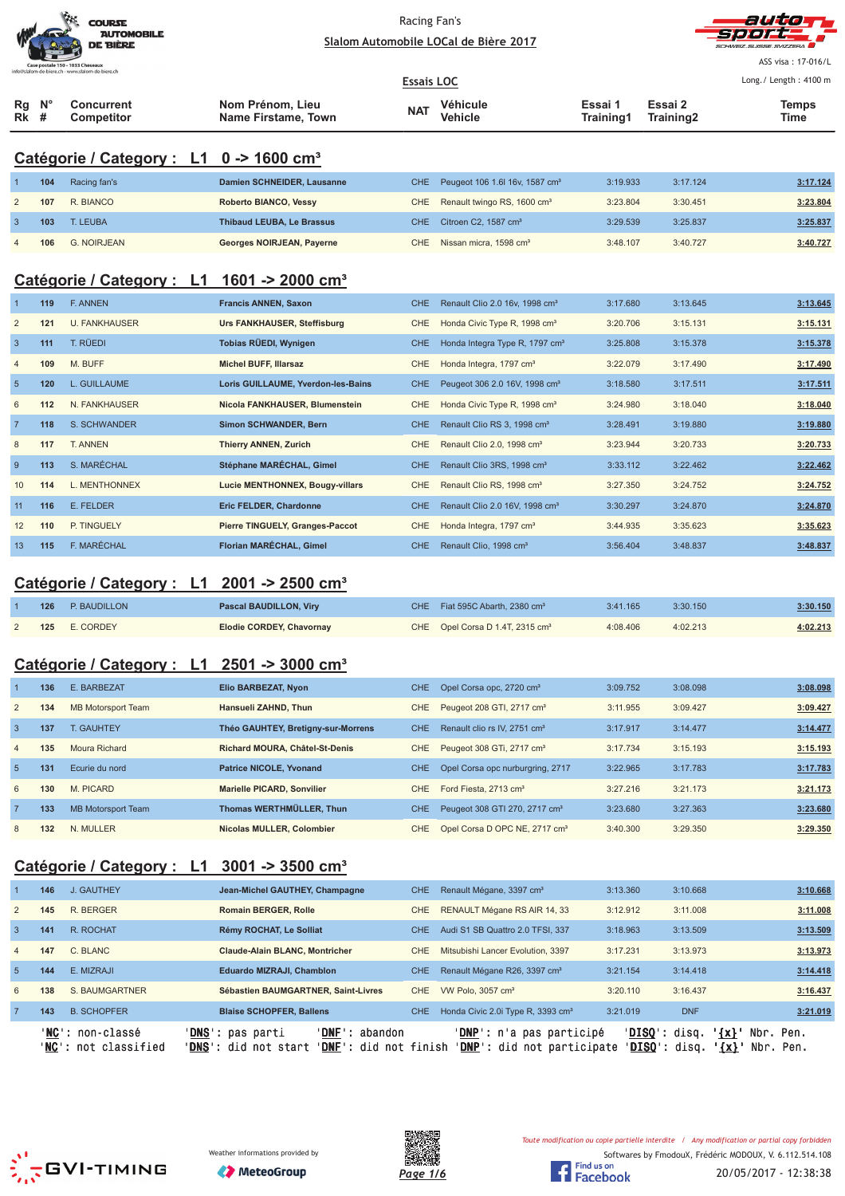Racing Fan's

Slalom Automobile LOCal de Bière 2017

ASS visa : 17-016/L

Essais LOC

Long./ Length : 4100 m

## Catégorie / Category : L1 0 -> 1600 cm³

| Rg Rk | N° # | Concurrent Competitor | Nom Prénom, Lieu Name Firstame, Town | NAT | Véhicule Vehicle | Essai 1 Training1 | Essai 2 Training2 | Temps Time |
|---|---|---|---|---|---|---|---|---|
| 1 | 104 | Racing fan's | Damien SCHNEIDER, Lausanne | CHE | Peugeot 106 1.6l 16v, 1587 cm³ | 3:19.933 | 3:17.124 | 3:17.124 |
| 2 | 107 | R. BIANCO | Roberto BIANCO, Vessy | CHE | Renault twingo RS, 1600 cm³ | 3:23.804 | 3:30.451 | 3:23.804 |
| 3 | 103 | T. LEUBA | Thibaud LEUBA, Le Brassus | CHE | Citroen C2, 1587 cm³ | 3:29.539 | 3:25.837 | 3:25.837 |
| 4 | 106 | G. NOIRJEAN | Georges NOIRJEAN, Payerne | CHE | Nissan micra, 1598 cm³ | 3:48.107 | 3:40.727 | 3:40.727 |

## Catégorie / Category : L1 1601 -> 2000 cm³

| Rg Rk | N° # | Concurrent Competitor | Nom Prénom, Lieu Name Firstame, Town | NAT | Véhicule Vehicle | Essai 1 Training1 | Essai 2 Training2 | Temps Time |
|---|---|---|---|---|---|---|---|---|
| 1 | 119 | F. ANNEN | Francis ANNEN, Saxon | CHE | Renault Clio 2.0 16v, 1998 cm³ | 3:17.680 | 3:13.645 | 3:13.645 |
| 2 | 121 | U. FANKHAUSER | Urs FANKHAUSER, Steffisburg | CHE | Honda Civic Type R, 1998 cm³ | 3:20.706 | 3:15.131 | 3:15.131 |
| 3 | 111 | T. RÜEDI | Tobias RÜEDI, Wynigen | CHE | Honda Integra Type R, 1797 cm³ | 3:25.808 | 3:15.378 | 3:15.378 |
| 4 | 109 | M. BUFF | Michel BUFF, Illarsaz | CHE | Honda Integra, 1797 cm³ | 3:22.079 | 3:17.490 | 3:17.490 |
| 5 | 120 | L. GUILLAUME | Loris GUILLAUME, Yverdon-les-Bains | CHE | Peugeot 306 2.0 16V, 1998 cm³ | 3:18.580 | 3:17.511 | 3:17.511 |
| 6 | 112 | N. FANKHAUSER | Nicola FANKHAUSER, Blumenstein | CHE | Honda Civic Type R, 1998 cm³ | 3:24.980 | 3:18.040 | 3:18.040 |
| 7 | 118 | S. SCHWANDER | Simon SCHWANDER, Bern | CHE | Renault Clio RS 3, 1998 cm³ | 3:28.491 | 3:19.880 | 3:19.880 |
| 8 | 117 | T. ANNEN | Thierry ANNEN, Zurich | CHE | Renault Clio 2.0, 1998 cm³ | 3:23.944 | 3:20.733 | 3:20.733 |
| 9 | 113 | S. MARÉCHAL | Stéphane MARÉCHAL, Gimel | CHE | Renault Clio 3RS, 1998 cm³ | 3:33.112 | 3:22.462 | 3:22.462 |
| 10 | 114 | L. MENTHONNEX | Lucie MENTHONNEX, Bougy-villars | CHE | Renault Clio RS, 1998 cm³ | 3:27.350 | 3:24.752 | 3:24.752 |
| 11 | 116 | E. FELDER | Eric FELDER, Chardonne | CHE | Renault Clio 2.0 16V, 1998 cm³ | 3:30.297 | 3:24.870 | 3:24.870 |
| 12 | 110 | P. TINGUELY | Pierre TINGUELY, Granges-Paccot | CHE | Honda Integra, 1797 cm³ | 3:44.935 | 3:35.623 | 3:35.623 |
| 13 | 115 | F. MARÉCHAL | Florian MARÉCHAL, Gimel | CHE | Renault Clio, 1998 cm³ | 3:56.404 | 3:48.837 | 3:48.837 |

## Catégorie / Category : L1 2001 -> 2500 cm³

| Rg Rk | N° # | Concurrent Competitor | Nom Prénom, Lieu Name Firstame, Town | NAT | Véhicule Vehicle | Essai 1 Training1 | Essai 2 Training2 | Temps Time |
|---|---|---|---|---|---|---|---|---|
| 1 | 126 | P. BAUDILLON | Pascal BAUDILLON, Viry | CHE | Fiat 595C Abarth, 2380 cm³ | 3:41.165 | 3:30.150 | 3:30.150 |
| 2 | 125 | E. CORDEY | Elodie CORDEY, Chavornay | CHE | Opel Corsa D 1.4T, 2315 cm³ | 4:08.406 | 4:02.213 | 4:02.213 |

## Catégorie / Category : L1 2501 -> 3000 cm³

| Rg Rk | N° # | Concurrent Competitor | Nom Prénom, Lieu Name Firstame, Town | NAT | Véhicule Vehicle | Essai 1 Training1 | Essai 2 Training2 | Temps Time |
|---|---|---|---|---|---|---|---|---|
| 1 | 136 | E. BARBEZAT | Elio BARBEZAT, Nyon | CHE | Opel Corsa opc, 2720 cm³ | 3:09.752 | 3:08.098 | 3:08.098 |
| 2 | 134 | MB Motorsport Team | Hansueli ZAHND, Thun | CHE | Peugeot 208 GTI, 2717 cm³ | 3:11.955 | 3:09.427 | 3:09.427 |
| 3 | 137 | T. GAUHTEY | Théo GAUHTEY, Bretigny-sur-Morrens | CHE | Renault clio rs IV, 2751 cm³ | 3:17.917 | 3:14.477 | 3:14.477 |
| 4 | 135 | Moura Richard | Richard MOURA, Châtel-St-Denis | CHE | Peugeot 308 GTi, 2717 cm³ | 3:17.734 | 3:15.193 | 3:15.193 |
| 5 | 131 | Ecurie du nord | Patrice NICOLE, Yvonand | CHE | Opel Corsa opc nurburgring, 2717 | 3:22.965 | 3:17.783 | 3:17.783 |
| 6 | 130 | M. PICARD | Marielle PICARD, Sonvilier | CHE | Ford Fiesta, 2713 cm³ | 3:27.216 | 3:21.173 | 3:21.173 |
| 7 | 133 | MB Motorsport Team | Thomas WERTHMÜLLER, Thun | CHE | Peugeot 308 GTI 270, 2717 cm³ | 3:23.680 | 3:27.363 | 3:23.680 |
| 8 | 132 | N. MULLER | Nicolas MULLER, Colombier | CHE | Opel Corsa D OPC NE, 2717 cm³ | 3:40.300 | 3:29.350 | 3:29.350 |

## Catégorie / Category : L1 3001 -> 3500 cm³

| Rg Rk | N° # | Concurrent Competitor | Nom Prénom, Lieu Name Firstame, Town | NAT | Véhicule Vehicle | Essai 1 Training1 | Essai 2 Training2 | Temps Time |
|---|---|---|---|---|---|---|---|---|
| 1 | 146 | J. GAUTHEY | Jean-Michel GAUTHEY, Champagne | CHE | Renault Mégane, 3397 cm³ | 3:13.360 | 3:10.668 | 3:10.668 |
| 2 | 145 | R. BERGER | Romain BERGER, Rolle | CHE | RENAULT Mégane RS AIR 14, 33 | 3:12.912 | 3:11.008 | 3:11.008 |
| 3 | 141 | R. ROCHAT | Rémy ROCHAT, Le Solliat | CHE | Audi S1 SB Quattro 2.0 TFSI, 337 | 3:18.963 | 3:13.509 | 3:13.509 |
| 4 | 147 | C. BLANC | Claude-Alain BLANC, Montricher | CHE | Mitsubishi Lancer Evolution, 3397 | 3:17.231 | 3:13.973 | 3:13.973 |
| 5 | 144 | E. MIZRAJI | Eduardo MIZRAJI, Chamblon | CHE | Renault Mégane R26, 3397 cm³ | 3:21.154 | 3:14.418 | 3:14.418 |
| 6 | 138 | S. BAUMGARTNER | Sébastien BAUMGARTNER, Saint-Livres | CHE | VW Polo, 3057 cm³ | 3:20.110 | 3:16.437 | 3:16.437 |
| 7 | 143 | B. SCHOPFER | Blaise SCHOPFER, Ballens | CHE | Honda Civic 2.0i Type R, 3393 cm³ | 3:21.019 | DNF | 3:21.019 |

'NC': non-classé 'DNS': pas parti 'DNF': abandon 'DNP': n'a pas participé 'DISQ': disq. '{x}' Nbr. Pen.
'NC': not classified 'DNS': did not start 'DNF': did not finish 'DNP': did not participate 'DISQ': disq. '{x}' Nbr. Pen.

Weather informations provided by MeteoGroup

Toute modification ou copie partielle interdite / Any modification or partial copy forbidden

Softwares by FmodouX, Frédéric MODOUX, V. 6.112.514.108

20/05/2017 - 12:38:38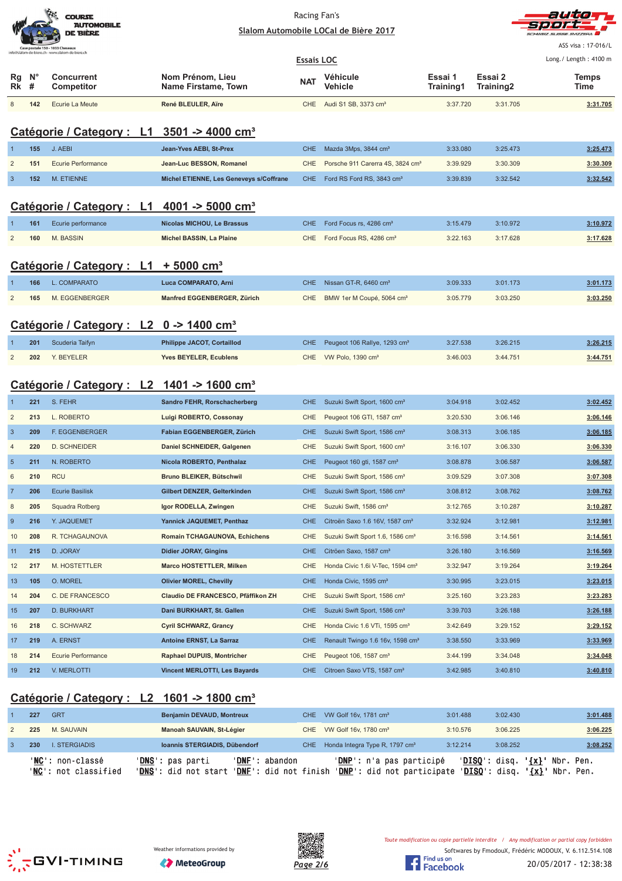Racing Fan's

Slalom Automobile LOCal de Bière 2017

ASS visa : 17-016/L

Long./ Length : 4100 m

Essais LOC

| Rg Rk | N° # | Concurrent Competitor | Nom Prénom, Lieu Name Firstame, Town | NAT | Véhicule Vehicle | Essai 1 Training1 | Essai 2 Training2 | Temps Time |
|---|---|---|---|---|---|---|---|---|
| 8 | 142 | Ecurie La Meute | René BLEULER, Aïre | CHE | Audi S1 SB, 3373 cm³ | 3:37.720 | 3:31.705 | 3:31.705 |

## Catégorie / Category : L1 3501 -> 4000 cm³

| Rg Rk | N° # | Concurrent Competitor | Nom Prénom, Lieu Name Firstame, Town | NAT | Véhicule Vehicle | Essai 1 Training1 | Essai 2 Training2 | Temps Time |
|---|---|---|---|---|---|---|---|---|
| 1 | 155 | J. AEBI | Jean-Yves AEBI, St-Prex | CHE | Mazda 3Mps, 3844 cm³ | 3:33.080 | 3:25.473 | 3:25.473 |
| 2 | 151 | Ecurie Performance | Jean-Luc BESSON, Romanel | CHE | Porsche 911 Carerra 4S, 3824 cm³ | 3:39.929 | 3:30.309 | 3:30.309 |
| 3 | 152 | M. ETIENNE | Michel ETIENNE, Les Geneveys s/Coffrane | CHE | Ford RS Ford RS, 3843 cm³ | 3:39.839 | 3:32.542 | 3:32.542 |

## Catégorie / Category : L1 4001 -> 5000 cm³

| Rg Rk | N° # | Concurrent Competitor | Nom Prénom, Lieu Name Firstame, Town | NAT | Véhicule Vehicle | Essai 1 Training1 | Essai 2 Training2 | Temps Time |
|---|---|---|---|---|---|---|---|---|
| 1 | 161 | Ecurie performance | Nicolas MICHOU, Le Brassus | CHE | Ford Focus rs, 4286 cm³ | 3:15.479 | 3:10.972 | 3:10.972 |
| 2 | 160 | M. BASSIN | Michel BASSIN, La Plaine | CHE | Ford Focus RS, 4286 cm³ | 3:22.163 | 3:17.628 | 3:17.628 |

## Catégorie / Category : L1 + 5000 cm³

| Rg Rk | N° # | Concurrent Competitor | Nom Prénom, Lieu Name Firstame, Town | NAT | Véhicule Vehicle | Essai 1 Training1 | Essai 2 Training2 | Temps Time |
|---|---|---|---|---|---|---|---|---|
| 1 | 166 | L. COMPARATO | Luca COMPARATO, Arni | CHE | Nissan GT-R, 6460 cm³ | 3:09.333 | 3:01.173 | 3:01.173 |
| 2 | 165 | M. EGGENBERGER | Manfred EGGENBERGER, Zürich | CHE | BMW 1er M Coupé, 5064 cm³ | 3:05.779 | 3:03.250 | 3:03.250 |

## Catégorie / Category : L2 0 -> 1400 cm³

| Rg Rk | N° # | Concurrent Competitor | Nom Prénom, Lieu Name Firstame, Town | NAT | Véhicule Vehicle | Essai 1 Training1 | Essai 2 Training2 | Temps Time |
|---|---|---|---|---|---|---|---|---|
| 1 | 201 | Scuderia Taifyn | Philippe JACOT, Cortaillod | CHE | Peugeot 106 Rallye, 1293 cm³ | 3:27.538 | 3:26.215 | 3:26.215 |
| 2 | 202 | Y. BEYELER | Yves BEYELER, Ecublens | CHE | VW Polo, 1390 cm³ | 3:46.003 | 3:44.751 | 3:44.751 |

## Catégorie / Category : L2 1401 -> 1600 cm³

| Rg Rk | N° # | Concurrent Competitor | Nom Prénom, Lieu Name Firstame, Town | NAT | Véhicule Vehicle | Essai 1 Training1 | Essai 2 Training2 | Temps Time |
|---|---|---|---|---|---|---|---|---|
| 1 | 221 | S. FEHR | Sandro FEHR, Rorschacherberg | CHE | Suzuki Swift Sport, 1600 cm³ | 3:04.918 | 3:02.452 | 3:02.452 |
| 2 | 213 | L. ROBERTO | Luigi ROBERTO, Cossonay | CHE | Peugeot 106 GTI, 1587 cm³ | 3:20.530 | 3:06.146 | 3:06.146 |
| 3 | 209 | F. EGGENBERGER | Fabian EGGENBERGER, Zürich | CHE | Suzuki Swift Sport, 1586 cm³ | 3:08.313 | 3:06.185 | 3:06.185 |
| 4 | 220 | D. SCHNEIDER | Daniel SCHNEIDER, Galgenen | CHE | Suzuki Swift Sport, 1600 cm³ | 3:16.107 | 3:06.330 | 3:06.330 |
| 5 | 211 | N. ROBERTO | Nicola ROBERTO, Penthalaz | CHE | Peugeot 160 gti, 1587 cm³ | 3:08.878 | 3:06.587 | 3:06.587 |
| 6 | 210 | RCU | Bruno BLEIKER, Bütschwil | CHE | Suzuki Swift Sport, 1586 cm³ | 3:09.529 | 3:07.308 | 3:07.308 |
| 7 | 206 | Ecurie Basilisk | Gilbert DENZER, Gelterkinden | CHE | Suzuki Swift Sport, 1586 cm³ | 3:08.812 | 3:08.762 | 3:08.762 |
| 8 | 205 | Squadra Rotberg | Igor RODELLA, Zwingen | CHE | Suzuki Swift, 1586 cm³ | 3:12.765 | 3:10.287 | 3:10.287 |
| 9 | 216 | Y. JAQUEMET | Yannick JAQUEMET, Penthaz | CHE | Citroën Saxo 1.6 16V, 1587 cm³ | 3:32.924 | 3:12.981 | 3:12.981 |
| 10 | 208 | R. TCHAGAUNOVA | Romain TCHAGAUNOVA, Echichens | CHE | Suzuki Swift Sport 1.6, 1586 cm³ | 3:16.598 | 3:14.561 | 3:14.561 |
| 11 | 215 | D. JORAY | Didier JORAY, Gingins | CHE | Citröen Saxo, 1587 cm³ | 3:26.180 | 3:16.569 | 3:16.569 |
| 12 | 217 | M. HOSTETTLER | Marco HOSTETTLER, Milken | CHE | Honda Civic 1.6i V-Tec, 1594 cm³ | 3:32.947 | 3:19.264 | 3:19.264 |
| 13 | 105 | O. MOREL | Olivier MOREL, Chevilly | CHE | Honda Civic, 1595 cm³ | 3:30.995 | 3:23.015 | 3:23.015 |
| 14 | 204 | C. DE FRANCESCO | Claudio DE FRANCESCO, Pfäffikon ZH | CHE | Suzuki Swift Sport, 1586 cm³ | 3:25.160 | 3:23.283 | 3:23.283 |
| 15 | 207 | D. BURKHART | Dani BURKHART, St. Gallen | CHE | Suzuki Swift Sport, 1586 cm³ | 3:39.703 | 3:26.188 | 3:26.188 |
| 16 | 218 | C. SCHWARZ | Cyril SCHWARZ, Grancy | CHE | Honda Civic 1.6 VTi, 1595 cm³ | 3:42.649 | 3:29.152 | 3:29.152 |
| 17 | 219 | A. ERNST | Antoine ERNST, La Sarraz | CHE | Renault Twingo 1.6 16v, 1598 cm³ | 3:38.550 | 3:33.969 | 3:33.969 |
| 18 | 214 | Ecurie Performance | Raphael DUPUIS, Montricher | CHE | Peugeot 106, 1587 cm³ | 3:44.199 | 3:34.048 | 3:34.048 |
| 19 | 212 | V. MERLOTTI | Vincent MERLOTTI, Les Bayards | CHE | Citroen Saxo VTS, 1587 cm³ | 3:42.985 | 3:40.810 | 3:40.810 |

## Catégorie / Category : L2 1601 -> 1800 cm³

| Rg Rk | N° # | Concurrent Competitor | Nom Prénom, Lieu Name Firstame, Town | NAT | Véhicule Vehicle | Essai 1 Training1 | Essai 2 Training2 | Temps Time |
|---|---|---|---|---|---|---|---|---|
| 1 | 227 | GRT | Benjamin DEVAUD, Montreux | CHE | VW Golf 16v, 1781 cm³ | 3:01.488 | 3:02.430 | 3:01.488 |
| 2 | 225 | M. SAUVAIN | Manoah SAUVAIN, St-Légier | CHE | VW Golf 16v, 1780 cm³ | 3:10.576 | 3:06.225 | 3:06.225 |
| 3 | 230 | I. STERGIADIS | Ioannis STERGIADIS, Dübendorf | CHE | Honda Integra Type R, 1797 cm³ | 3:12.214 | 3:08.252 | 3:08.252 |

'NC': non-classé 'DNS': pas parti 'DNF': abandon 'DNP': n'a pas participé 'DISQ': disq. '{x}' Nbr. Pen.
'NC': not classified 'DNS': did not start 'DNF': did not finish 'DNP': did not participate 'DISQ': disq. '{x}' Nbr. Pen.

Weather informations provided by MeteoGroup

Toute modification ou copie partielle interdite / Any modification or partial copy forbidden

Softwares by FmodouX, Frédéric MODOUX, V. 6.112.514.108

20/05/2017 - 12:38:38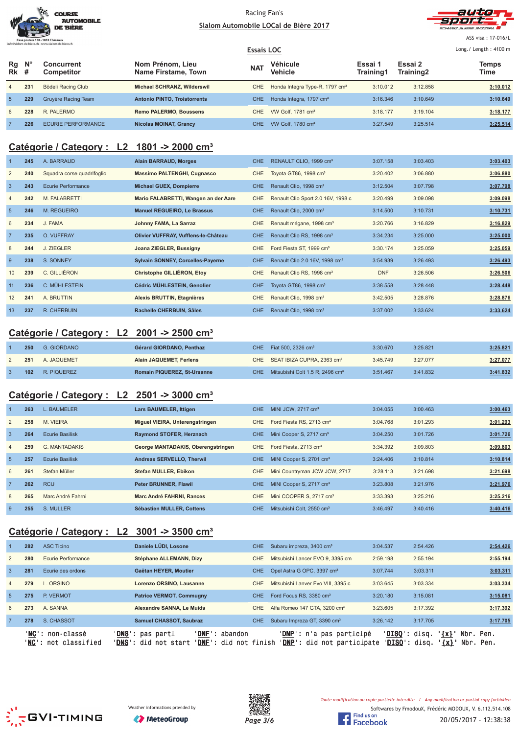Racing Fan's

Slalom Automobile LOCal de Bière 2017

ASS visa : 17-016/L

Essais LOC

Long./ Length : 4100 m

| Rg Rk | N° # | Concurrent Competitor | Nom Prénom, Lieu Name Firstame, Town | NAT | Véhicule Vehicle | Essai 1 Training1 | Essai 2 Training2 | Temps Time |
|---|---|---|---|---|---|---|---|---|
| 4 | 231 | Bödeli Racing Club | Michael SCHRANZ, Wilderswil | CHE | Honda Integra Type-R, 1797 cm³ | 3:10.012 | 3:12.858 | 3:10.012 |
| 5 | 229 | Gruyère Racing Team | Antonio PINTO, Troistorrents | CHE | Honda Integra, 1797 cm³ | 3:16.346 | 3:10.649 | 3:10.649 |
| 6 | 228 | R. PALERMO | Remo PALERMO, Boussens | CHE | VW Golf, 1781 cm³ | 3:18.177 | 3:19.104 | 3:18.177 |
| 7 | 226 | ECURIE PERFORMANCE | Nicolas MOINAT, Grancy | CHE | VW Golf, 1780 cm³ | 3:27.549 | 3:25.514 | 3:25.514 |

## Catégorie / Category : L2 1801 -> 2000 cm³

| Rg Rk | N° # | Concurrent Competitor | Nom Prénom, Lieu Name Firstame, Town | NAT | Véhicule Vehicle | Essai 1 Training1 | Essai 2 Training2 | Temps Time |
|---|---|---|---|---|---|---|---|---|
| 1 | 245 | A. BARRAUD | Alain BARRAUD, Morges | CHE | RENAULT CLIO, 1999 cm³ | 3:07.158 | 3:03.403 | 3:03.403 |
| 2 | 240 | Squadra corse quadrifoglio | Massimo PALTENGHI, Cugnasco | CHE | Toyota GT86, 1998 cm³ | 3:20.402 | 3:06.880 | 3:06.880 |
| 3 | 243 | Ecurie Performance | Michael GUEX, Dompierre | CHE | Renault Clio, 1998 cm³ | 3:12.504 | 3:07.798 | 3:07.798 |
| 4 | 242 | M. FALABRETTI | Mario FALABRETTI, Wangen an der Aare | CHE | Renault Clio Sport 2.0 16V, 1998 c | 3:20.499 | 3:09.098 | 3:09.098 |
| 5 | 246 | M. REGUEIRO | Manuel REGUEIRO, Le Brassus | CHE | Renault Clio, 2000 cm³ | 3:14.500 | 3:10.731 | 3:10.731 |
| 6 | 234 | J. FAMA | Johnny FAMA, La Sarraz | CHE | Renault mégane, 1998 cm³ | 3:20.766 | 3:16.829 | 3:16.829 |
| 7 | 235 | O. VUFFRAY | Olivier VUFFRAY, Vufflens-le-Château | CHE | Renault Clio RS, 1998 cm³ | 3:34.234 | 3:25.000 | 3:25.000 |
| 8 | 244 | J. ZIEGLER | Joana ZIEGLER, Bussigny | CHE | Ford Fiesta ST, 1999 cm³ | 3:30.174 | 3:25.059 | 3:25.059 |
| 9 | 238 | S. SONNEY | Sylvain SONNEY, Corcelles-Payerne | CHE | Renault Clio 2.0 16V, 1998 cm³ | 3:54.939 | 3:26.493 | 3:26.493 |
| 10 | 239 | C. GILLIÉRON | Christophe GILLIÉRON, Etoy | CHE | Renault Clio RS, 1998 cm³ | DNF | 3:26.506 | 3:26.506 |
| 11 | 236 | C. MÜHLESTEIN | Cédric MÜHLESTEIN, Genolier | CHE | Toyota GT86, 1998 cm³ | 3:38.558 | 3:28.448 | 3:28.448 |
| 12 | 241 | A. BRUTTIN | Alexis BRUTTIN, Etagnières | CHE | Renault Clio, 1998 cm³ | 3:42.505 | 3:28.876 | 3:28.876 |
| 13 | 237 | R. CHERBUIN | Rachelle CHERBUIN, Sâles | CHE | Renault Clio, 1998 cm³ | 3:37.002 | 3:33.624 | 3:33.624 |

## Catégorie / Category : L2 2001 -> 2500 cm³

| Rg Rk | N° # | Concurrent Competitor | Nom Prénom, Lieu Name Firstame, Town | NAT | Véhicule Vehicle | Essai 1 Training1 | Essai 2 Training2 | Temps Time |
|---|---|---|---|---|---|---|---|---|
| 1 | 250 | G. GIORDANO | Gérard GIORDANO, Penthaz | CHE | Fiat 500, 2326 cm³ | 3:30.670 | 3:25.821 | 3:25.821 |
| 2 | 251 | A. JAQUEMET | Alain JAQUEMET, Ferlens | CHE | SEAT IBIZA CUPRA, 2363 cm³ | 3:45.749 | 3:27.077 | 3:27.077 |
| 3 | 102 | R. PIQUEREZ | Romain PIQUEREZ, St-Ursanne | CHE | Mitsubishi Colt 1.5 R, 2496 cm³ | 3:51.467 | 3:41.832 | 3:41.832 |

## Catégorie / Category : L2 2501 -> 3000 cm³

| Rg Rk | N° # | Concurrent Competitor | Nom Prénom, Lieu Name Firstame, Town | NAT | Véhicule Vehicle | Essai 1 Training1 | Essai 2 Training2 | Temps Time |
|---|---|---|---|---|---|---|---|---|
| 1 | 263 | L. BAUMELER | Lars BAUMELER, Ittigen | CHE | MINI JCW, 2717 cm³ | 3:04.055 | 3:00.463 | 3:00.463 |
| 2 | 258 | M. VIEIRA | Miguel VIEIRA, Unterengstringen | CHE | Ford Fiesta RS, 2713 cm³ | 3:04.768 | 3:01.293 | 3:01.293 |
| 3 | 264 | Ecurie Basilisk | Raymond STOFER, Herznach | CHE | Mini Cooper S, 2717 cm³ | 3:04.250 | 3:01.726 | 3:01.726 |
| 4 | 259 | G. MANTADAKIS | George MANTADAKIS, Oberengstringen | CHE | Ford Fiesta, 2713 cm³ | 3:34.392 | 3:09.803 | 3:09.803 |
| 5 | 257 | Ecurie Basilisk | Andreas SERVELLO, Therwil | CHE | MINI Cooper S, 2701 cm³ | 3:24.406 | 3:10.814 | 3:10.814 |
| 6 | 261 | Stefan Müller | Stefan MULLER, Ebikon | CHE | Mini Countryman JCW JCW, 2717 | 3:28.113 | 3:21.698 | 3:21.698 |
| 7 | 262 | RCU | Peter BRUNNER, Flawil | CHE | MINI Cooper S, 2717 cm³ | 3:23.808 | 3:21.976 | 3:21.976 |
| 8 | 265 | Marc André Fahrni | Marc André FAHRNI, Rances | CHE | Mini COOPER S, 2717 cm³ | 3:33.393 | 3:25.216 | 3:25.216 |
| 9 | 255 | S. MULLER | Sébastien MULLER, Cottens | CHE | Mitsubishi Colt, 2550 cm³ | 3:46.497 | 3:40.416 | 3:40.416 |

## Catégorie / Category : L2 3001 -> 3500 cm³

| Rg Rk | N° # | Concurrent Competitor | Nom Prénom, Lieu Name Firstame, Town | NAT | Véhicule Vehicle | Essai 1 Training1 | Essai 2 Training2 | Temps Time |
|---|---|---|---|---|---|---|---|---|
| 1 | 282 | ASC Ticino | Daniele LÜDI, Losone | CHE | Subaru impreza, 3400 cm³ | 3:04.537 | 2:54.426 | 2:54.426 |
| 2 | 280 | Ecurie Performance | Stéphane ALLEMANN, Dizy | CHE | Mitsubishi Lancer EVO 9, 3395 cm | 2:59.198 | 2:55.194 | 2:55.194 |
| 3 | 281 | Ecurie des ordons | Gaëtan HEYER, Moutier | CHE | Opel Astra G OPC, 3397 cm³ | 3:07.744 | 3:03.311 | 3:03.311 |
| 4 | 279 | L. ORSINO | Lorenzo ORSINO, Lausanne | CHE | Mitsubishi Lanver Evo VIII, 3395 c | 3:03.645 | 3:03.334 | 3:03.334 |
| 5 | 275 | P. VERMOT | Patrice VERMOT, Commugny | CHE | Ford Focus RS, 3380 cm³ | 3:20.180 | 3:15.081 | 3:15.081 |
| 6 | 273 | A. SANNA | Alexandre SANNA, Le Muids | CHE | Alfa Romeo 147 GTA, 3200 cm³ | 3:23.605 | 3:17.392 | 3:17.392 |
| 7 | 278 | S. CHASSOT | Samuel CHASSOT, Saubraz | CHE | Subaru Impreza GT, 3390 cm³ | 3:26.142 | 3:17.705 | 3:17.705 |

'NC': non-classé 'DNS': pas parti 'DNF': abandon 'DNP': n'a pas participé 'DISQ': disq. '{x}' Nbr. Pen.
'NC': not classified 'DNS': did not start 'DNF': did not finish 'DNP': did not participate 'DISQ': disq. '{x}' Nbr. Pen.

Weather informations provided by MeteoGroup

Toute modification ou copie partielle interdite / Any modification or partial copy forbidden

Softwares by FmodouX, Frédéric MODOUX, V. 6.112.514.108

20/05/2017 - 12:38:38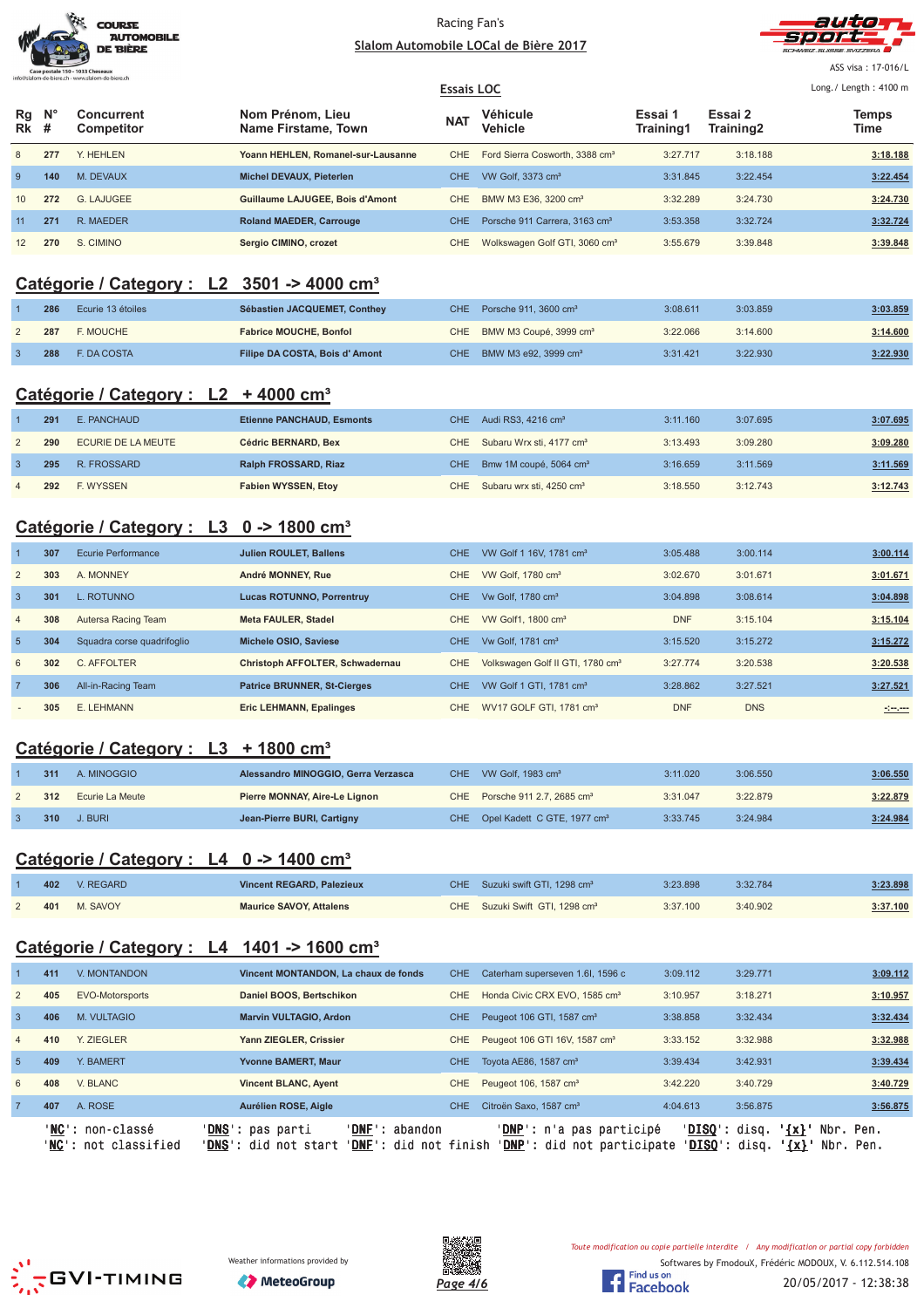Racing Fan's

Slalom Automobile LOCal de Bière 2017

ASS visa : 17-016/L

Essais LOC

Long./ Length : 4100 m

| Rg Rk | N° # | Concurrent Competitor | Nom Prénom, Lieu Name Firstame, Town | NAT | Véhicule Vehicle | Essai 1 Training1 | Essai 2 Training2 | Temps Time |
|---|---|---|---|---|---|---|---|---|
| 8 | 277 | Y. HEHLEN | Yoann HEHLEN, Romanel-sur-Lausanne | CHE | Ford Sierra Cosworth, 3388 cm³ | 3:27.717 | 3:18.188 | 3:18.188 |
| 9 | 140 | M. DEVAUX | Michel DEVAUX, Pieterlen | CHE | VW Golf, 3373 cm³ | 3:31.845 | 3:22.454 | 3:22.454 |
| 10 | 272 | G. LAJUGEE | Guillaume LAJUGEE, Bois d'Amont | CHE | BMW M3 E36, 3200 cm³ | 3:32.289 | 3:24.730 | 3:24.730 |
| 11 | 271 | R. MAEDER | Roland MAEDER, Carrouge | CHE | Porsche 911 Carrera, 3163 cm³ | 3:53.358 | 3:32.724 | 3:32.724 |
| 12 | 270 | S. CIMINO | Sergio CIMINO, crozet | CHE | Wolkswagen Golf GTI, 3060 cm³ | 3:55.679 | 3:39.848 | 3:39.848 |

## Catégorie / Category : L2 3501 -> 4000 cm³

| Rg Rk | N° # | Concurrent Competitor | Nom Prénom, Lieu Name Firstame, Town | NAT | Véhicule Vehicle | Essai 1 Training1 | Essai 2 Training2 | Temps Time |
|---|---|---|---|---|---|---|---|---|
| 1 | 286 | Ecurie 13 étoiles | Sébastien JACQUEMET, Conthey | CHE | Porsche 911, 3600 cm³ | 3:08.611 | 3:03.859 | 3:03.859 |
| 2 | 287 | F. MOUCHE | Fabrice MOUCHE, Bonfol | CHE | BMW M3 Coupé, 3999 cm³ | 3:22.066 | 3:14.600 | 3:14.600 |
| 3 | 288 | F. DA COSTA | Filipe DA COSTA, Bois d' Amont | CHE | BMW M3 e92, 3999 cm³ | 3:31.421 | 3:22.930 | 3:22.930 |

## Catégorie / Category : L2 + 4000 cm³

| Rg Rk | N° # | Concurrent Competitor | Nom Prénom, Lieu Name Firstame, Town | NAT | Véhicule Vehicle | Essai 1 Training1 | Essai 2 Training2 | Temps Time |
|---|---|---|---|---|---|---|---|---|
| 1 | 291 | E. PANCHAUD | Etienne PANCHAUD, Esmonts | CHE | Audi RS3, 4216 cm³ | 3:11.160 | 3:07.695 | 3:07.695 |
| 2 | 290 | ECURIE DE LA MEUTE | Cédric BERNARD, Bex | CHE | Subaru Wrx sti, 4177 cm³ | 3:13.493 | 3:09.280 | 3:09.280 |
| 3 | 295 | R. FROSSARD | Ralph FROSSARD, Riaz | CHE | Bmw 1M coupé, 5064 cm³ | 3:16.659 | 3:11.569 | 3:11.569 |
| 4 | 292 | F. WYSSEN | Fabien WYSSEN, Etoy | CHE | Subaru wrx sti, 4250 cm³ | 3:18.550 | 3:12.743 | 3:12.743 |

## Catégorie / Category : L3 0 -> 1800 cm³

| Rg Rk | N° # | Concurrent Competitor | Nom Prénom, Lieu Name Firstame, Town | NAT | Véhicule Vehicle | Essai 1 Training1 | Essai 2 Training2 | Temps Time |
|---|---|---|---|---|---|---|---|---|
| 1 | 307 | Ecurie Performance | Julien ROULET, Ballens | CHE | VW Golf 1 16V, 1781 cm³ | 3:05.488 | 3:00.114 | 3:00.114 |
| 2 | 303 | A. MONNEY | André MONNEY, Rue | CHE | VW Golf, 1780 cm³ | 3:02.670 | 3:01.671 | 3:01.671 |
| 3 | 301 | L. ROTUNNO | Lucas ROTUNNO, Porrentruy | CHE | Vw Golf, 1780 cm³ | 3:04.898 | 3:08.614 | 3:04.898 |
| 4 | 308 | Autersa Racing Team | Meta FAULER, Stadel | CHE | VW Golf1, 1800 cm³ | DNF | 3:15.104 | 3:15.104 |
| 5 | 304 | Squadra corse quadrifoglio | Michele OSIO, Saviese | CHE | Vw Golf, 1781 cm³ | 3:15.520 | 3:15.272 | 3:15.272 |
| 6 | 302 | C. AFFOLTER | Christoph AFFOLTER, Schwadernau | CHE | Volkswagen Golf II GTI, 1780 cm³ | 3:27.774 | 3:20.538 | 3:20.538 |
| 7 | 306 | All-in-Racing Team | Patrice BRUNNER, St-Cierges | CHE | VW Golf 1 GTI, 1781 cm³ | 3:28.862 | 3:27.521 | 3:27.521 |
| - | 305 | E. LEHMANN | Eric LEHMANN, Epalinges | CHE | WV17 GOLF GTI, 1781 cm³ | DNF | DNS | -:--.--- |

## Catégorie / Category : L3 + 1800 cm³

| Rg Rk | N° # | Concurrent Competitor | Nom Prénom, Lieu Name Firstame, Town | NAT | Véhicule Vehicle | Essai 1 Training1 | Essai 2 Training2 | Temps Time |
|---|---|---|---|---|---|---|---|---|
| 1 | 311 | A. MINOGGIO | Alessandro MINOGGIO, Gerra Verzasca | CHE | VW Golf, 1983 cm³ | 3:11.020 | 3:06.550 | 3:06.550 |
| 2 | 312 | Ecurie La Meute | Pierre MONNAY, Aire-Le Lignon | CHE | Porsche 911 2.7, 2685 cm³ | 3:31.047 | 3:22.879 | 3:22.879 |
| 3 | 310 | J. BURI | Jean-Pierre BURI, Cartigny | CHE | Opel Kadett C GTE, 1977 cm³ | 3:33.745 | 3:24.984 | 3:24.984 |

## Catégorie / Category : L4 0 -> 1400 cm³

| Rg Rk | N° # | Concurrent Competitor | Nom Prénom, Lieu Name Firstame, Town | NAT | Véhicule Vehicle | Essai 1 Training1 | Essai 2 Training2 | Temps Time |
|---|---|---|---|---|---|---|---|---|
| 1 | 402 | V. REGARD | Vincent REGARD, Palezieux | CHE | Suzuki swift GTI, 1298 cm³ | 3:23.898 | 3:32.784 | 3:23.898 |
| 2 | 401 | M. SAVOY | Maurice SAVOY, Attalens | CHE | Suzuki Swift GTI, 1298 cm³ | 3:37.100 | 3:40.902 | 3:37.100 |

## Catégorie / Category : L4 1401 -> 1600 cm³

| Rg Rk | N° # | Concurrent Competitor | Nom Prénom, Lieu Name Firstame, Town | NAT | Véhicule Vehicle | Essai 1 Training1 | Essai 2 Training2 | Temps Time |
|---|---|---|---|---|---|---|---|---|
| 1 | 411 | V. MONTANDON | Vincent MONTANDON, La chaux de fonds | CHE | Caterham superseven 1.6l, 1596 c | 3:09.112 | 3:29.771 | 3:09.112 |
| 2 | 405 | EVO-Motorsports | Daniel BOOS, Bertschikon | CHE | Honda Civic CRX EVO, 1585 cm³ | 3:10.957 | 3:18.271 | 3:10.957 |
| 3 | 406 | M. VULTAGIO | Marvin VULTAGIO, Ardon | CHE | Peugeot 106 GTI, 1587 cm³ | 3:38.858 | 3:32.434 | 3:32.434 |
| 4 | 410 | Y. ZIEGLER | Yann ZIEGLER, Crissier | CHE | Peugeot 106 GTI 16V, 1587 cm³ | 3:33.152 | 3:32.988 | 3:32.988 |
| 5 | 409 | Y. BAMERT | Yvonne BAMERT, Maur | CHE | Toyota AE86, 1587 cm³ | 3:39.434 | 3:42.931 | 3:39.434 |
| 6 | 408 | V. BLANC | Vincent BLANC, Ayent | CHE | Peugeot 106, 1587 cm³ | 3:42.220 | 3:40.729 | 3:40.729 |
| 7 | 407 | A. ROSE | Aurélien ROSE, Aigle | CHE | Citroën Saxo, 1587 cm³ | 4:04.613 | 3:56.875 | 3:56.875 |

'NC': non-classé 'DNS': pas parti 'DNF': abandon 'DNP': n'a pas participé 'DISQ': disq. '{x}' Nbr. Pen.
'NC': not classified 'DNS': did not start 'DNF': did not finish 'DNP': did not participate 'DISQ': disq. '{x}' Nbr. Pen.

Weather informations provided by MeteoGroup

Toute modification ou copie partielle interdite / Any modification or partial copy forbidden

Softwares by FmodouX, Frédéric MODOUX, V. 6.112.514.108

20/05/2017 - 12:38:38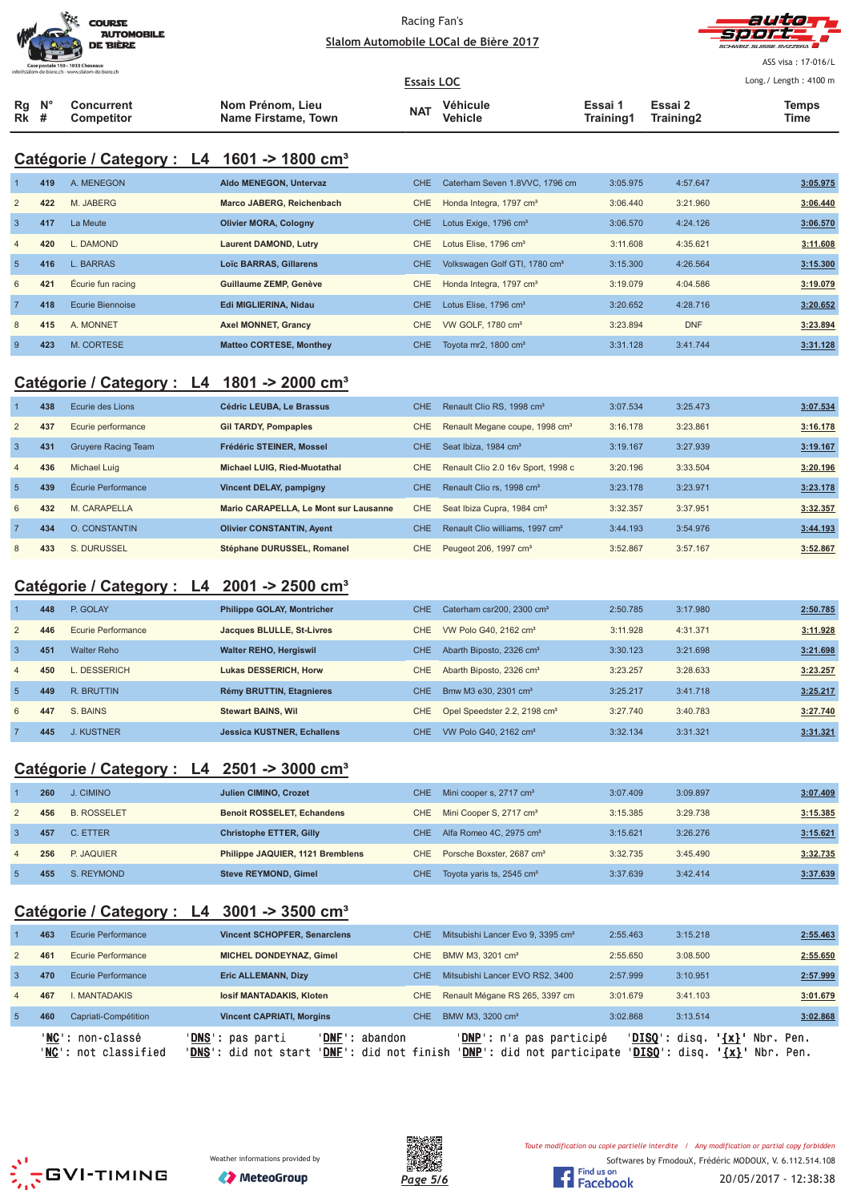Racing Fan's

Slalom Automobile LOCal de Bière 2017

ASS visa : 17-016/L

Essais LOC

Long./ Length : 4100 m

## Catégorie / Category : L4 1601 -> 1800 cm³

| Rg Rk | N° # | Concurrent Competitor | Nom Prénom, Lieu Name Firstame, Town | NAT | Véhicule Vehicle | Essai 1 Training1 | Essai 2 Training2 | Temps Time |
|---|---|---|---|---|---|---|---|---|
| 1 | 419 | A. MENEGON | Aldo MENEGON, Untervaz | CHE | Caterham Seven 1.8VVC, 1796 cm | 3:05.975 | 4:57.647 | 3:05.975 |
| 2 | 422 | M. JABERG | Marco JABERG, Reichenbach | CHE | Honda Integra, 1797 cm³ | 3:06.440 | 3:21.960 | 3:06.440 |
| 3 | 417 | La Meute | Olivier MORA, Cologny | CHE | Lotus Exige, 1796 cm³ | 3:06.570 | 4:24.126 | 3:06.570 |
| 4 | 420 | L. DAMOND | Laurent DAMOND, Lutry | CHE | Lotus Elise, 1796 cm³ | 3:11.608 | 4:35.621 | 3:11.608 |
| 5 | 416 | L. BARRAS | Loïc BARRAS, Gillarens | CHE | Volkswagen Golf GTI, 1780 cm³ | 3:15.300 | 4:26.564 | 3:15.300 |
| 6 | 421 | Écurie fun racing | Guillaume ZEMP, Genève | CHE | Honda Integra, 1797 cm³ | 3:19.079 | 4:04.586 | 3:19.079 |
| 7 | 418 | Ecurie Biennoise | Edi MIGLIERINA, Nidau | CHE | Lotus Elise, 1796 cm³ | 3:20.652 | 4:28.716 | 3:20.652 |
| 8 | 415 | A. MONNET | Axel MONNET, Grancy | CHE | VW GOLF, 1780 cm³ | 3:23.894 | DNF | 3:23.894 |
| 9 | 423 | M. CORTESE | Matteo CORTESE, Monthey | CHE | Toyota mr2, 1800 cm³ | 3:31.128 | 3:41.744 | 3:31.128 |

## Catégorie / Category : L4 1801 -> 2000 cm³

| Rg Rk | N° # | Concurrent Competitor | Nom Prénom, Lieu Name Firstame, Town | NAT | Véhicule Vehicle | Essai 1 Training1 | Essai 2 Training2 | Temps Time |
|---|---|---|---|---|---|---|---|---|
| 1 | 438 | Ecurie des Lions | Cédric LEUBA, Le Brassus | CHE | Renault Clio RS, 1998 cm³ | 3:07.534 | 3:25.473 | 3:07.534 |
| 2 | 437 | Ecurie performance | Gil TARDY, Pompaples | CHE | Renault Megane coupe, 1998 cm³ | 3:16.178 | 3:23.861 | 3:16.178 |
| 3 | 431 | Gruyere Racing Team | Frédéric STEINER, Mossel | CHE | Seat Ibiza, 1984 cm³ | 3:19.167 | 3:27.939 | 3:19.167 |
| 4 | 436 | Michael Luig | Michael LUIG, Ried-Muotathal | CHE | Renault Clio 2.0 16v Sport, 1998 c | 3:20.196 | 3:33.504 | 3:20.196 |
| 5 | 439 | Écurie Performance | Vincent DELAY, pampigny | CHE | Renault Clio rs, 1998 cm³ | 3:23.178 | 3:23.971 | 3:23.178 |
| 6 | 432 | M. CARAPELLA | Mario CARAPELLA, Le Mont sur Lausanne | CHE | Seat Ibiza Cupra, 1984 cm³ | 3:32.357 | 3:37.951 | 3:32.357 |
| 7 | 434 | O. CONSTANTIN | Olivier CONSTANTIN, Ayent | CHE | Renault Clio williams, 1997 cm³ | 3:44.193 | 3:54.976 | 3:44.193 |
| 8 | 433 | S. DURUSSEL | Stéphane DURUSSEL, Romanel | CHE | Peugeot 206, 1997 cm³ | 3:52.867 | 3:57.167 | 3:52.867 |

## Catégorie / Category : L4 2001 -> 2500 cm³

| Rg Rk | N° # | Concurrent Competitor | Nom Prénom, Lieu Name Firstame, Town | NAT | Véhicule Vehicle | Essai 1 Training1 | Essai 2 Training2 | Temps Time |
|---|---|---|---|---|---|---|---|---|
| 1 | 448 | P. GOLAY | Philippe GOLAY, Montricher | CHE | Caterham csr200, 2300 cm³ | 2:50.785 | 3:17.980 | 2:50.785 |
| 2 | 446 | Ecurie Performance | Jacques BLULLE, St-Livres | CHE | VW Polo G40, 2162 cm³ | 3:11.928 | 4:31.371 | 3:11.928 |
| 3 | 451 | Walter Reho | Walter REHO, Hergiswil | CHE | Abarth Biposto, 2326 cm³ | 3:30.123 | 3:21.698 | 3:21.698 |
| 4 | 450 | L. DESSERICH | Lukas DESSERICH, Horw | CHE | Abarth Biposto, 2326 cm³ | 3:23.257 | 3:28.633 | 3:23.257 |
| 5 | 449 | R. BRUTTIN | Rémy BRUTTIN, Etagnieres | CHE | Bmw M3 e30, 2301 cm³ | 3:25.217 | 3:41.718 | 3:25.217 |
| 6 | 447 | S. BAINS | Stewart BAINS, Wil | CHE | Opel Speedster 2.2, 2198 cm³ | 3:27.740 | 3:40.783 | 3:27.740 |
| 7 | 445 | J. KUSTNER | Jessica KUSTNER, Echallens | CHE | VW Polo G40, 2162 cm³ | 3:32.134 | 3:31.321 | 3:31.321 |

## Catégorie / Category : L4 2501 -> 3000 cm³

| Rg Rk | N° # | Concurrent Competitor | Nom Prénom, Lieu Name Firstame, Town | NAT | Véhicule Vehicle | Essai 1 Training1 | Essai 2 Training2 | Temps Time |
|---|---|---|---|---|---|---|---|---|
| 1 | 260 | J. CIMINO | Julien CIMINO, Crozet | CHE | Mini cooper s, 2717 cm³ | 3:07.409 | 3:09.897 | 3:07.409 |
| 2 | 456 | B. ROSSELET | Benoit ROSSELET, Echandens | CHE | Mini Cooper S, 2717 cm³ | 3:15.385 | 3:29.738 | 3:15.385 |
| 3 | 457 | C. ETTER | Christophe ETTER, Gilly | CHE | Alfa Romeo 4C, 2975 cm³ | 3:15.621 | 3:26.276 | 3:15.621 |
| 4 | 256 | P. JAQUIER | Philippe JAQUIER, 1121 Bremblens | CHE | Porsche Boxster, 2687 cm³ | 3:32.735 | 3:45.490 | 3:32.735 |
| 5 | 455 | S. REYMOND | Steve REYMOND, Gimel | CHE | Toyota yaris ts, 2545 cm³ | 3:37.639 | 3:42.414 | 3:37.639 |

## Catégorie / Category : L4 3001 -> 3500 cm³

| Rg Rk | N° # | Concurrent Competitor | Nom Prénom, Lieu Name Firstame, Town | NAT | Véhicule Vehicle | Essai 1 Training1 | Essai 2 Training2 | Temps Time |
|---|---|---|---|---|---|---|---|---|
| 1 | 463 | Ecurie Performance | Vincent SCHOPFER, Senarclens | CHE | Mitsubishi Lancer Evo 9, 3395 cm³ | 2:55.463 | 3:15.218 | 2:55.463 |
| 2 | 461 | Ecurie Performance | MICHEL DONDEYNAZ, Gimel | CHE | BMW M3, 3201 cm³ | 2:55.650 | 3:08.500 | 2:55.650 |
| 3 | 470 | Ecurie Performance | Eric ALLEMANN, Dizy | CHE | Mitsubishi Lancer EVO RS2, 3400 | 2:57.999 | 3:10.951 | 2:57.999 |
| 4 | 467 | I. MANTADAKIS | Iosif MANTADAKIS, Kloten | CHE | Renault Mégane RS 265, 3397 cm | 3:01.679 | 3:41.103 | 3:01.679 |
| 5 | 460 | Capriati-Compétition | Vincent CAPRIATI, Morgins | CHE | BMW M3, 3200 cm³ | 3:02.868 | 3:13.514 | 3:02.868 |

'NC': non-classé 'DNS': pas parti 'DNF': abandon 'DNP': n'a pas participé 'DISQ': disq. '{x}' Nbr. Pen.
'NC': not classified 'DNS': did not start 'DNF': did not finish 'DNP': did not participate 'DISQ': disq. '{x}' Nbr. Pen.

Weather informations provided by MeteoGroup

Toute modification ou copie partielle interdite / Any modification or partial copy forbidden

Softwares by FmodouX, Frédéric MODOUX, V. 6.112.514.108

20/05/2017 - 12:38:38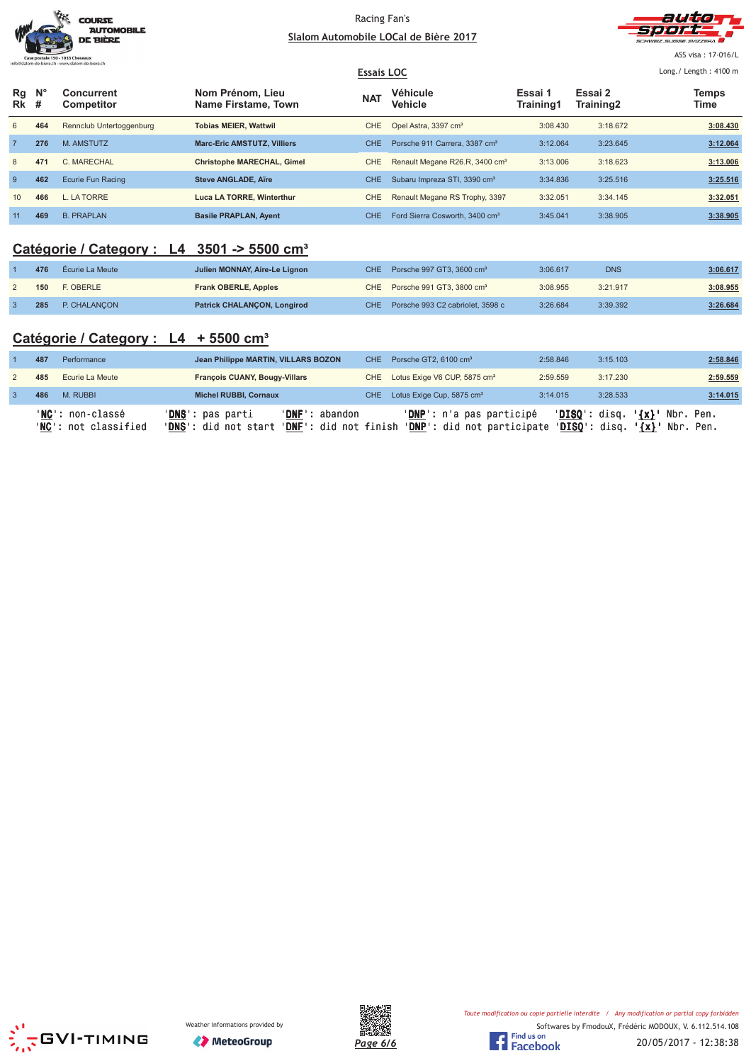Racing Fan's

Slalom Automobile LOCal de Bière 2017

ASS visa : 17-016/L

Essais LOC

Long./ Length : 4100 m

| Rg Rk | N° # | Concurrent Competitor | Nom Prénom, Lieu Name Firstame, Town | NAT | Véhicule Vehicle | Essai 1 Training1 | Essai 2 Training2 | Temps Time |
|---|---|---|---|---|---|---|---|---|
| 6 | 464 | Rennclub Untertoggenburg | Tobias MEIER, Wattwil | CHE | Opel Astra, 3397 cm³ | 3:08.430 | 3:18.672 | 3:08.430 |
| 7 | 276 | M. AMSTUTZ | Marc-Eric AMSTUTZ, Villiers | CHE | Porsche 911 Carrera, 3387 cm³ | 3:12.064 | 3:23.645 | 3:12.064 |
| 8 | 471 | C. MARECHAL | Christophe MARECHAL, Gimel | CHE | Renault Megane R26.R, 3400 cm³ | 3:13.006 | 3:18.623 | 3:13.006 |
| 9 | 462 | Ecurie Fun Racing | Steve ANGLADE, Aïre | CHE | Subaru Impreza STI, 3390 cm³ | 3:34.836 | 3:25.516 | 3:25.516 |
| 10 | 466 | L. LA TORRE | Luca LA TORRE, Winterthur | CHE | Renault Megane RS Trophy, 3397 | 3:32.051 | 3:34.145 | 3:32.051 |
| 11 | 469 | B. PRAPLAN | Basile PRAPLAN, Ayent | CHE | Ford Sierra Cosworth, 3400 cm³ | 3:45.041 | 3:38.905 | 3:38.905 |

## Catégorie / Category : L4 3501 -> 5500 cm³

| Rg Rk | N° # | Concurrent Competitor | Nom Prénom, Lieu Name Firstame, Town | NAT | Véhicule Vehicle | Essai 1 Training1 | Essai 2 Training2 | Temps Time |
|---|---|---|---|---|---|---|---|---|
| 1 | 476 | Écurie La Meute | Julien MONNAY, Aire-Le Lignon | CHE | Porsche 997 GT3, 3600 cm³ | 3:06.617 | DNS | 3:06.617 |
| 2 | 150 | F. OBERLE | Frank OBERLE, Apples | CHE | Porsche 991 GT3, 3800 cm³ | 3:08.955 | 3:21.917 | 3:08.955 |
| 3 | 285 | P. CHALANÇON | Patrick CHALANÇON, Longirod | CHE | Porsche 993 C2 cabriolet, 3598 c | 3:26.684 | 3:39.392 | 3:26.684 |

## Catégorie / Category : L4 + 5500 cm³

| Rg Rk | N° # | Concurrent Competitor | Nom Prénom, Lieu Name Firstame, Town | NAT | Véhicule Vehicle | Essai 1 Training1 | Essai 2 Training2 | Temps Time |
|---|---|---|---|---|---|---|---|---|
| 1 | 487 | Performance | Jean Philippe MARTIN, VILLARS BOZON | CHE | Porsche GT2, 6100 cm³ | 2:58.846 | 3:15.103 | 2:58.846 |
| 2 | 485 | Ecurie La Meute | François CUANY, Bougy-Villars | CHE | Lotus Exige V6 CUP, 5875 cm³ | 2:59.559 | 3:17.230 | 2:59.559 |
| 3 | 486 | M. RUBBI | Michel RUBBI, Cornaux | CHE | Lotus Exige Cup, 5875 cm³ | 3:14.015 | 3:28.533 | 3:14.015 |

'NC': non-classé 'DNS': pas parti 'DNF': abandon 'DNP': n'a pas participé 'DISQ': disq. '{x}' Nbr. Pen.
'NC': not classified 'DNS': did not start 'DNF': did not finish 'DNP': did not participate 'DISQ': disq. '{x}' Nbr. Pen.

Weather informations provided by MeteoGroup

Toute modification ou copie partielle interdite / Any modification or partial copy forbidden

Softwares by FmodouX, Frédéric MODOUX, V. 6.112.514.108

20/05/2017 - 12:38:38